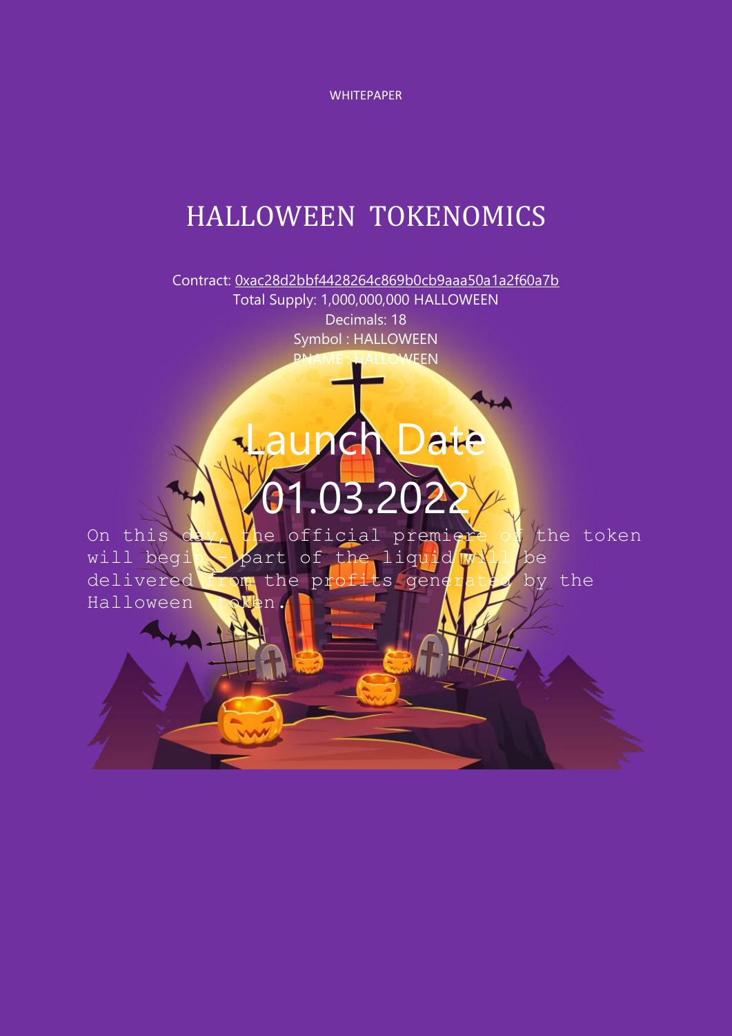WHITEPAPER

# HALLOWEEN TOKENOMICS

Contract: 0xac28d2bbf4428264c869b0cb9aaa50a1a2f60a7b
Total Supply: 1,000,000,000 HALLOWEEN
Decimals: 18
Symbol : HALLOWEEN
PNAME : HALLOWEEN

## Launch Date 01.03.2022

On this day, the official premiere of the token will begin - part of the liquid will be delivered from the profits generated by the Halloween token.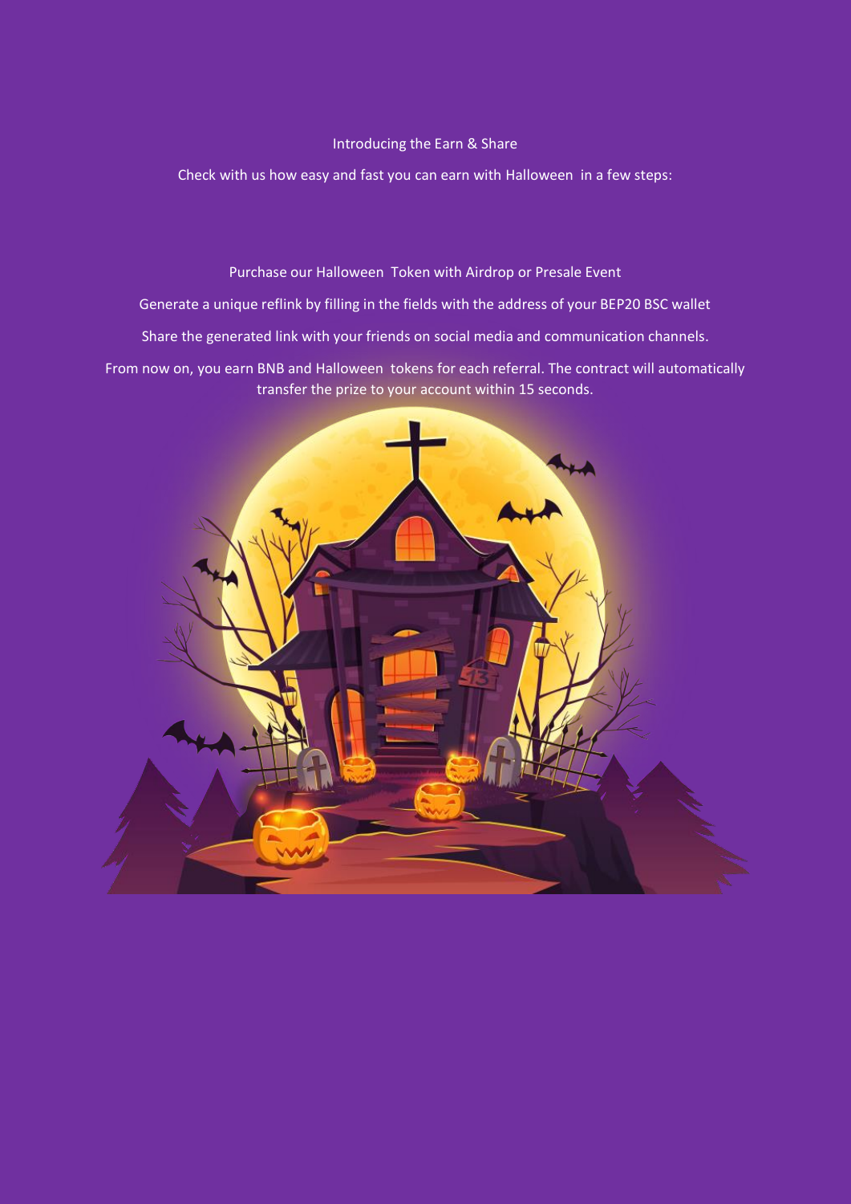Introducing the Earn & Share

Check with us how easy and fast you can earn with Halloween in a few steps:

Purchase our Halloween Token with Airdrop or Presale Event

Generate a unique reflink by filling in the fields with the address of your BEP20 BSC wallet

Share the generated link with your friends on social media and communication channels.

From now on, you earn BNB and Halloween tokens for each referral. The contract will automatically transfer the prize to your account within 15 seconds.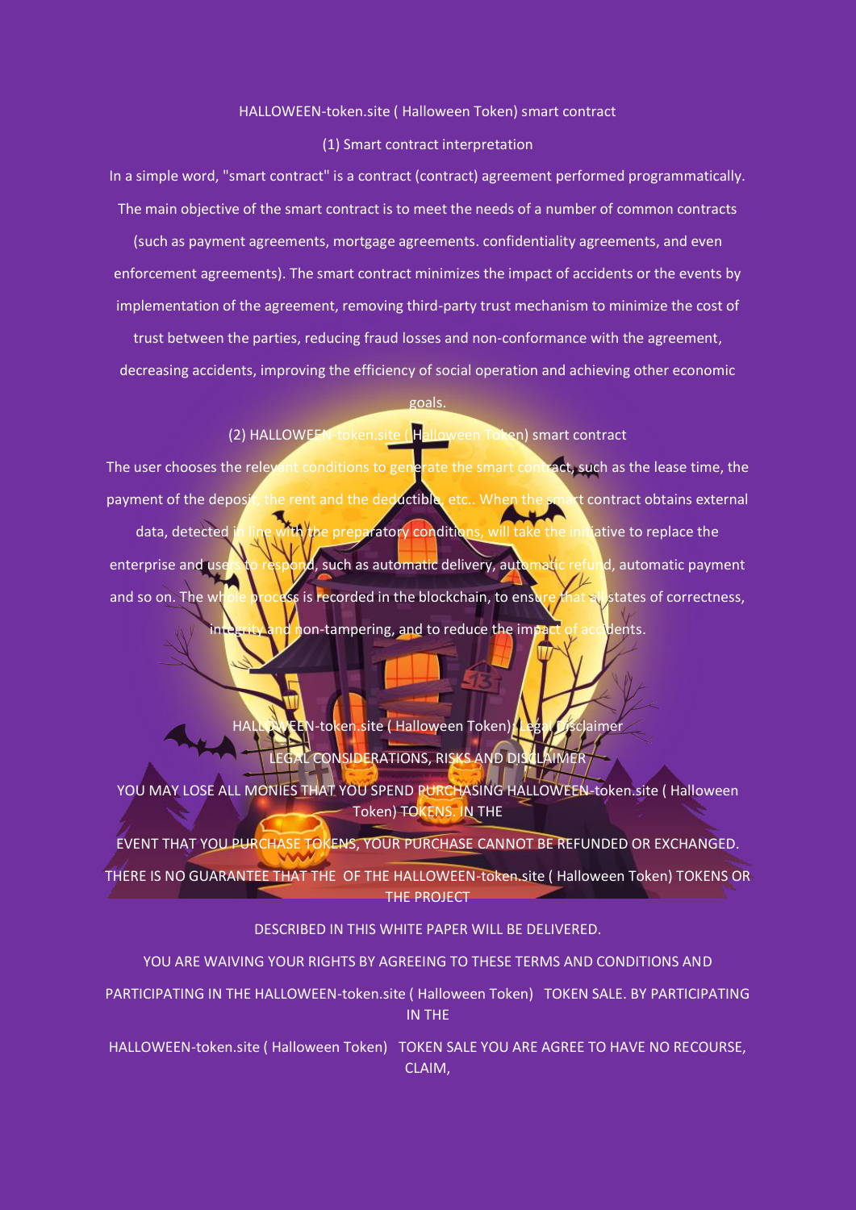## HALLOWEEN-token.site ( Halloween Token) smart contract

### (1) Smart contract interpretation

In a simple word, "smart contract" is a contract (contract) agreement performed programmatically. The main objective of the smart contract is to meet the needs of a number of common contracts (such as payment agreements, mortgage agreements. confidentiality agreements, and even enforcement agreements). The smart contract minimizes the impact of accidents or the events by implementation of the agreement, removing third-party trust mechanism to minimize the cost of trust between the parties, reducing fraud losses and non-conformance with the agreement, decreasing accidents, improving the efficiency of social operation and achieving other economic goals.

### (2) HALLOWEEN-token.site ( Halloween Token) smart contract

The user chooses the relevant conditions to generate the smart contract, such as the lease time, the payment of the deposit, the rent and the deductible, etc.. When the smart contract obtains external data, detected in line with the preparatory conditions, will take the initiative to replace the enterprise and users to respond, such as automatic delivery, automatic refund, automatic payment and so on. The whole process is recorded in the blockchain, to ensure that all states of correctness, integrity and non-tampering, and to reduce the impact of accidents.

## HALLOWEEN-token.site ( Halloween Token): Legal Disclaimer

### LEGAL CONSIDERATIONS, RISKS AND DISCLAIMER

YOU MAY LOSE ALL MONIES THAT YOU SPEND PURCHASING HALLOWEEN-token.site ( Halloween Token) TOKENS. IN THE

EVENT THAT YOU PURCHASE TOKENS, YOUR PURCHASE CANNOT BE REFUNDED OR EXCHANGED.

THERE IS NO GUARANTEE THAT THE OF THE HALLOWEEN-token.site ( Halloween Token) TOKENS OR THE PROJECT

DESCRIBED IN THIS WHITE PAPER WILL BE DELIVERED.

YOU ARE WAIVING YOUR RIGHTS BY AGREEING TO THESE TERMS AND CONDITIONS AND

PARTICIPATING IN THE HALLOWEEN-token.site ( Halloween Token) TOKEN SALE. BY PARTICIPATING IN THE

HALLOWEEN-token.site ( Halloween Token) TOKEN SALE YOU ARE AGREE TO HAVE NO RECOURSE, CLAIM,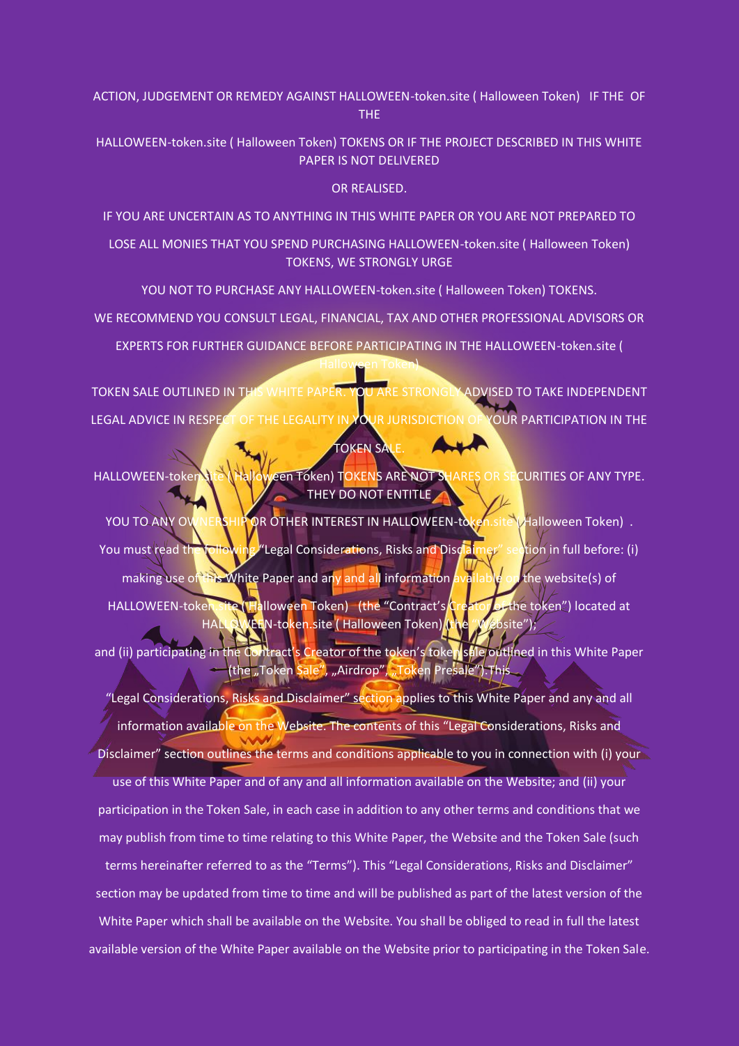ACTION, JUDGEMENT OR REMEDY AGAINST HALLOWEEN-token.site ( Halloween Token) IF THE OF THE

HALLOWEEN-token.site ( Halloween Token) TOKENS OR IF THE PROJECT DESCRIBED IN THIS WHITE PAPER IS NOT DELIVERED

OR REALISED.

IF YOU ARE UNCERTAIN AS TO ANYTHING IN THIS WHITE PAPER OR YOU ARE NOT PREPARED TO

LOSE ALL MONIES THAT YOU SPEND PURCHASING HALLOWEEN-token.site ( Halloween Token) TOKENS, WE STRONGLY URGE

YOU NOT TO PURCHASE ANY HALLOWEEN-token.site ( Halloween Token) TOKENS.

WE RECOMMEND YOU CONSULT LEGAL, FINANCIAL, TAX AND OTHER PROFESSIONAL ADVISORS OR

EXPERTS FOR FURTHER GUIDANCE BEFORE PARTICIPATING IN THE HALLOWEEN-token.site ( Halloween Token)

TOKEN SALE OUTLINED IN THIS WHITE PAPER. YOU ARE STRONGLY ADVISED TO TAKE INDEPENDENT

LEGAL ADVICE IN RESPECT OF THE LEGALITY IN YOUR JURISDICTION OF YOUR PARTICIPATION IN THE

TOKEN SALE.

HALLOWEEN-token.site ( Halloween Token) TOKENS ARE NOT SHARES OR SECURITIES OF ANY TYPE. THEY DO NOT ENTITLE

YOU TO ANY OWNERSHIP OR OTHER INTEREST IN HALLOWEEN-token.site ( Halloween Token) .

You must read the following "Legal Considerations, Risks and Disclaimer" section in full before: (i) making use of this White Paper and any and all information available on the website(s) of HALLOWEEN-token.site ( Halloween Token) (the "Contract's Creator of the token") located at HALLOWEEN-token.site ( Halloween Token) (the "Website"); and (ii) participating in the Contract's Creator of the token's token sale outlined in this White Paper (the „Token Sale", „Airdrop", „Token Presale"). This "Legal Considerations, Risks and Disclaimer" section applies to this White Paper and any and all information available on the Website. The contents of this "Legal Considerations, Risks and Disclaimer" section outlines the terms and conditions applicable to you in connection with (i) your use of this White Paper and of any and all information available on the Website; and (ii) your participation in the Token Sale, in each case in addition to any other terms and conditions that we may publish from time to time relating to this White Paper, the Website and the Token Sale (such terms hereinafter referred to as the "Terms"). This "Legal Considerations, Risks and Disclaimer" section may be updated from time to time and will be published as part of the latest version of the White Paper which shall be available on the Website. You shall be obliged to read in full the latest available version of the White Paper available on the Website prior to participating in the Token Sale.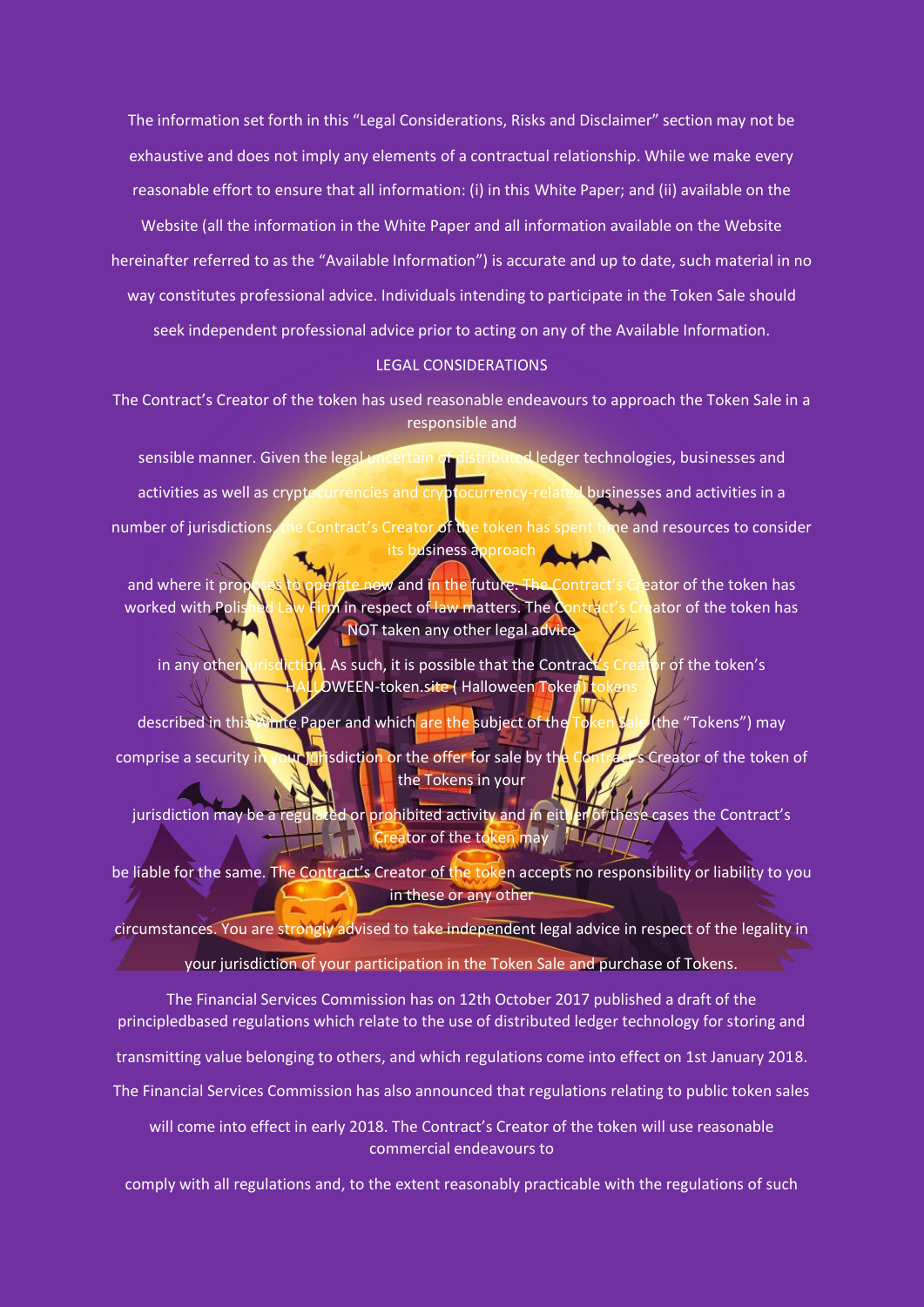The information set forth in this "Legal Considerations, Risks and Disclaimer" section may not be exhaustive and does not imply any elements of a contractual relationship. While we make every reasonable effort to ensure that all information: (i) in this White Paper; and (ii) available on the Website (all the information in the White Paper and all information available on the Website hereinafter referred to as the "Available Information") is accurate and up to date, such material in no way constitutes professional advice. Individuals intending to participate in the Token Sale should seek independent professional advice prior to acting on any of the Available Information.

## LEGAL CONSIDERATIONS

The Contract's Creator of the token has used reasonable endeavours to approach the Token Sale in a responsible and sensible manner. Given the legal uncertain of distributed ledger technologies, businesses and activities as well as cryptocurrencies and cryptocurrency-related businesses and activities in a number of jurisdictions, the Contract's Creator of the token has spent time and resources to consider its business approach and where it proposes to operate now and in the future. The Contract's Creator of the token has worked with Polished Law Firm in respect of law matters. The Contract's Creator of the token has NOT taken any other legal advice in any other jurisdiction. As such, it is possible that the Contract's Creator of the token's HALLOWEEN-token.site ( Halloween Token) tokens described in this White Paper and which are the subject of the Token Sale (the "Tokens") may comprise a security in your jurisdiction or the offer for sale by the Contract's Creator of the token of the Tokens in your jurisdiction may be a regulated or prohibited activity and in either of these cases the Contract's Creator of the token may be liable for the same. The Contract's Creator of the token accepts no responsibility or liability to you in these or any other circumstances. You are strongly advised to take independent legal advice in respect of the legality in your jurisdiction of your participation in the Token Sale and purchase of Tokens.

The Financial Services Commission has on 12th October 2017 published a draft of the principledbased regulations which relate to the use of distributed ledger technology for storing and transmitting value belonging to others, and which regulations come into effect on 1st January 2018. The Financial Services Commission has also announced that regulations relating to public token sales will come into effect in early 2018. The Contract's Creator of the token will use reasonable commercial endeavours to comply with all regulations and, to the extent reasonably practicable with the regulations of such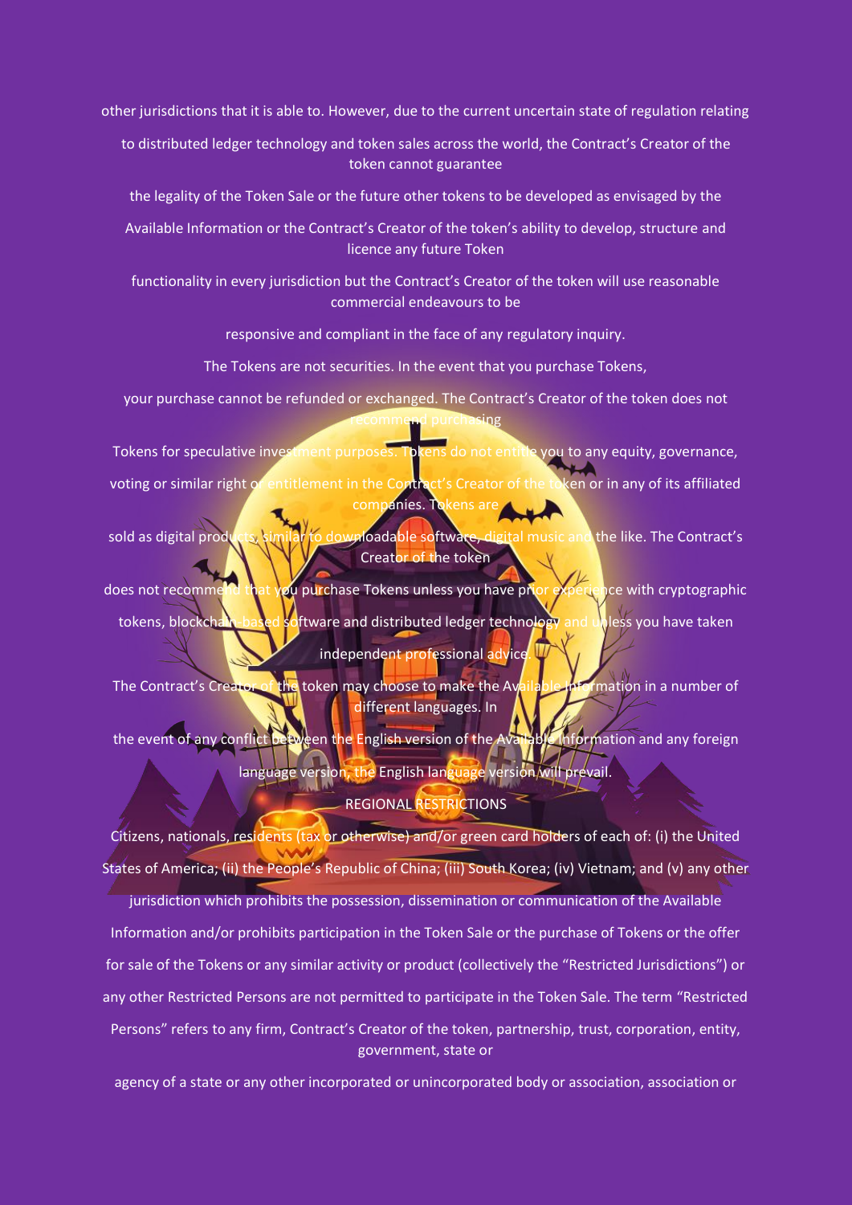other jurisdictions that it is able to. However, due to the current uncertain state of regulation relating to distributed ledger technology and token sales across the world, the Contract's Creator of the token cannot guarantee the legality of the Token Sale or the future other tokens to be developed as envisaged by the Available Information or the Contract's Creator of the token's ability to develop, structure and licence any future Token functionality in every jurisdiction but the Contract's Creator of the token will use reasonable commercial endeavours to be responsive and compliant in the face of any regulatory inquiry.

The Tokens are not securities. In the event that you purchase Tokens, your purchase cannot be refunded or exchanged. The Contract's Creator of the token does not recommend purchasing Tokens for speculative investment purposes. Tokens do not entitle you to any equity, governance, voting or similar right or entitlement in the Contract's Creator of the token or in any of its affiliated companies. Tokens are sold as digital products, similar to downloadable software, digital music and the like. The Contract's Creator of the token does not recommend that you purchase Tokens unless you have prior experience with cryptographic tokens, blockchain-based software and distributed ledger technology and unless you have taken independent professional advice.

The Contract's Creator of the token may choose to make the Available Information in a number of different languages. In the event of any conflict between the English version of the Available Information and any foreign language version, the English language version will prevail.

## REGIONAL RESTRICTIONS

Citizens, nationals, residents (tax or otherwise) and/or green card holders of each of: (i) the United States of America; (ii) the People's Republic of China; (iii) South Korea; (iv) Vietnam; and (v) any other jurisdiction which prohibits the possession, dissemination or communication of the Available Information and/or prohibits participation in the Token Sale or the purchase of Tokens or the offer for sale of the Tokens or any similar activity or product (collectively the "Restricted Jurisdictions") or any other Restricted Persons are not permitted to participate in the Token Sale. The term "Restricted Persons" refers to any firm, Contract's Creator of the token, partnership, trust, corporation, entity, government, state or agency of a state or any other incorporated or unincorporated body or association, association or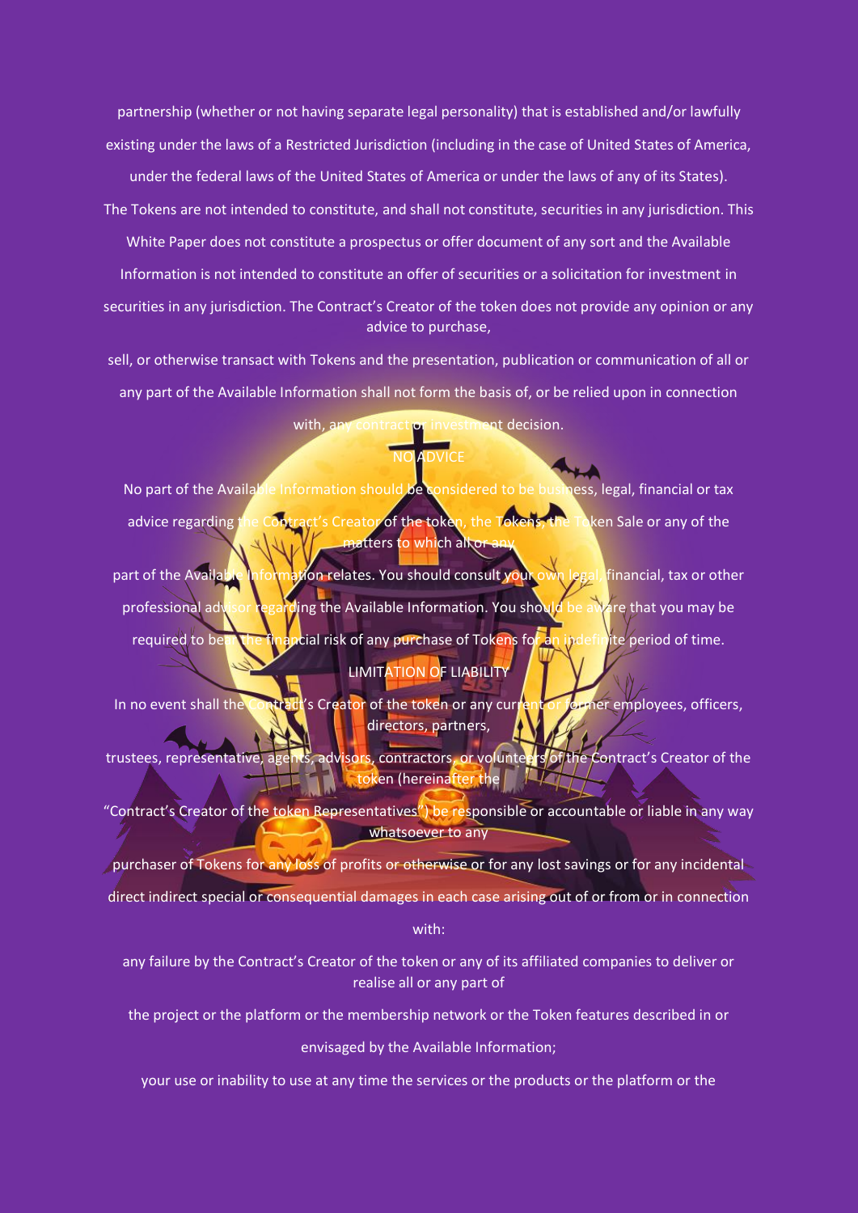partnership (whether or not having separate legal personality) that is established and/or lawfully existing under the laws of a Restricted Jurisdiction (including in the case of United States of America, under the federal laws of the United States of America or under the laws of any of its States). The Tokens are not intended to constitute, and shall not constitute, securities in any jurisdiction. This White Paper does not constitute a prospectus or offer document of any sort and the Available Information is not intended to constitute an offer of securities or a solicitation for investment in securities in any jurisdiction. The Contract's Creator of the token does not provide any opinion or any advice to purchase, sell, or otherwise transact with Tokens and the presentation, publication or communication of all or any part of the Available Information shall not form the basis of, or be relied upon in connection with, any contract or investment decision.

## NO ADVICE

No part of the Available Information should be considered to be business, legal, financial or tax advice regarding the Contract's Creator of the token, the Tokens, the Token Sale or any of the matters to which all or any part of the Available Information relates. You should consult your own legal, financial, tax or other professional advisor regarding the Available Information. You should be aware that you may be required to bear the financial risk of any purchase of Tokens for an indefinite period of time.

## LIMITATION OF LIABILITY

In no event shall the Contract's Creator of the token or any current or former employees, officers, directors, partners, trustees, representative, agents, advisors, contractors, or volunteers of the Contract's Creator of the token (hereinafter the "Contract's Creator of the token Representatives") be responsible or accountable or liable in any way whatsoever to any purchaser of Tokens for any loss of profits or otherwise or for any lost savings or for any incidental direct indirect special or consequential damages in each case arising out of or from or in connection with:

any failure by the Contract's Creator of the token or any of its affiliated companies to deliver or realise all or any part of the project or the platform or the membership network or the Token features described in or envisaged by the Available Information;

your use or inability to use at any time the services or the products or the platform or the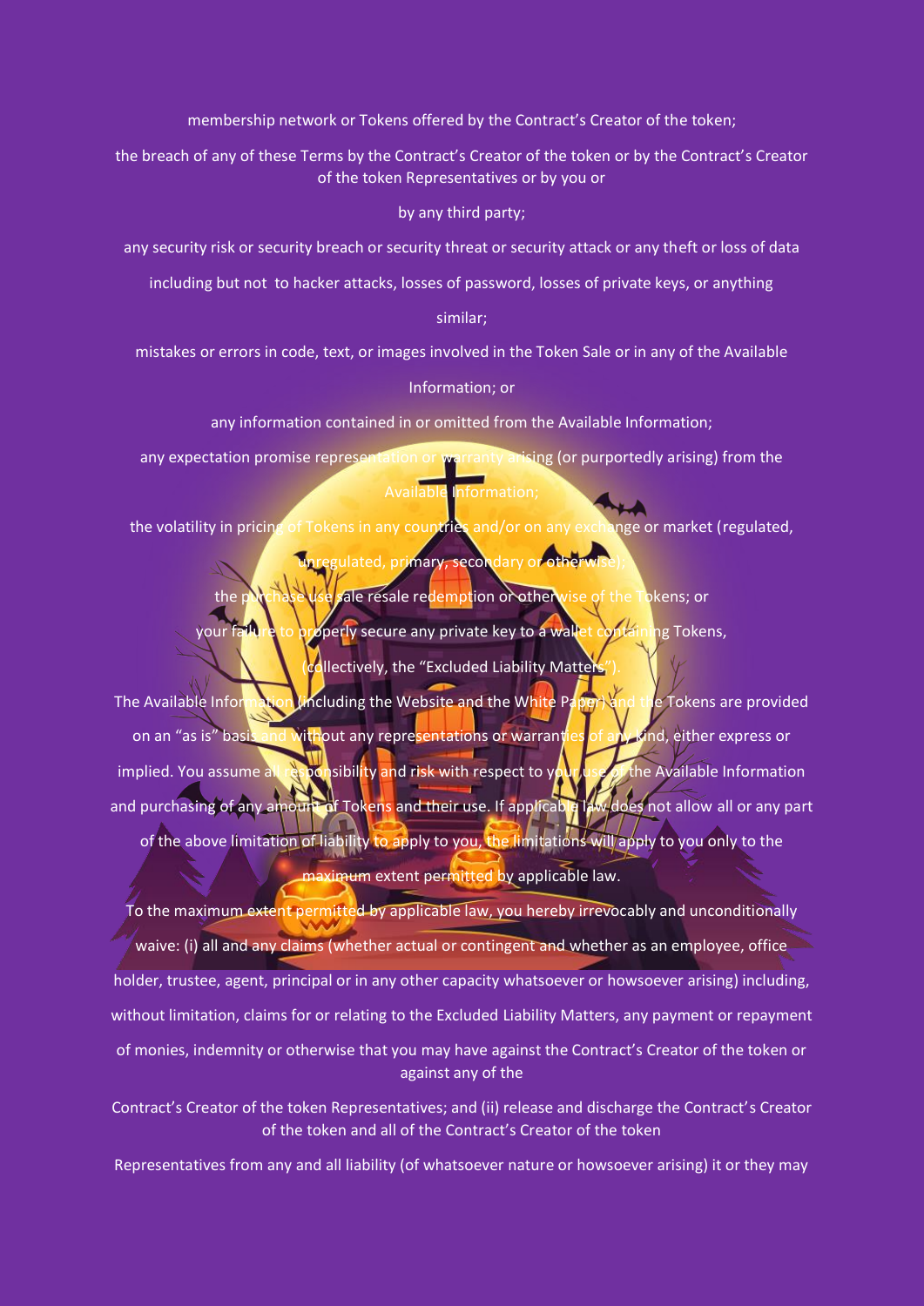membership network or Tokens offered by the Contract's Creator of the token;

the breach of any of these Terms by the Contract's Creator of the token or by the Contract's Creator of the token Representatives or by you or by any third party;

any security risk or security breach or security threat or security attack or any theft or loss of data including but not to hacker attacks, losses of password, losses of private keys, or anything similar;

mistakes or errors in code, text, or images involved in the Token Sale or in any of the Available Information; or

any information contained in or omitted from the Available Information;

any expectation promise representation or warranty arising (or purportedly arising) from the Available Information;

the volatility in pricing of Tokens in any countries and/or on any exchange or market (regulated, unregulated, primary, secondary or otherwise);

the purchase use sale resale redemption or otherwise of the Tokens; or

your failure to properly secure any private key to a wallet containing Tokens,

(collectively, the "Excluded Liability Matters").

The Available Information (including the Website and the White Paper) and the Tokens are provided on an "as is" basis and without any representations or warranties of any kind, either express or implied. You assume all responsibility and risk with respect to your use of the Available Information and purchasing of any amount of Tokens and their use. If applicable law does not allow all or any part of the above limitation of liability to apply to you, the limitations will apply to you only to the maximum extent permitted by applicable law.

To the maximum extent permitted by applicable law, you hereby irrevocably and unconditionally waive: (i) all and any claims (whether actual or contingent and whether as an employee, office holder, trustee, agent, principal or in any other capacity whatsoever or howsoever arising) including, without limitation, claims for or relating to the Excluded Liability Matters, any payment or repayment of monies, indemnity or otherwise that you may have against the Contract's Creator of the token or against any of the Contract's Creator of the token Representatives; and (ii) release and discharge the Contract's Creator of the token and all of the Contract's Creator of the token Representatives from any and all liability (of whatsoever nature or howsoever arising) it or they may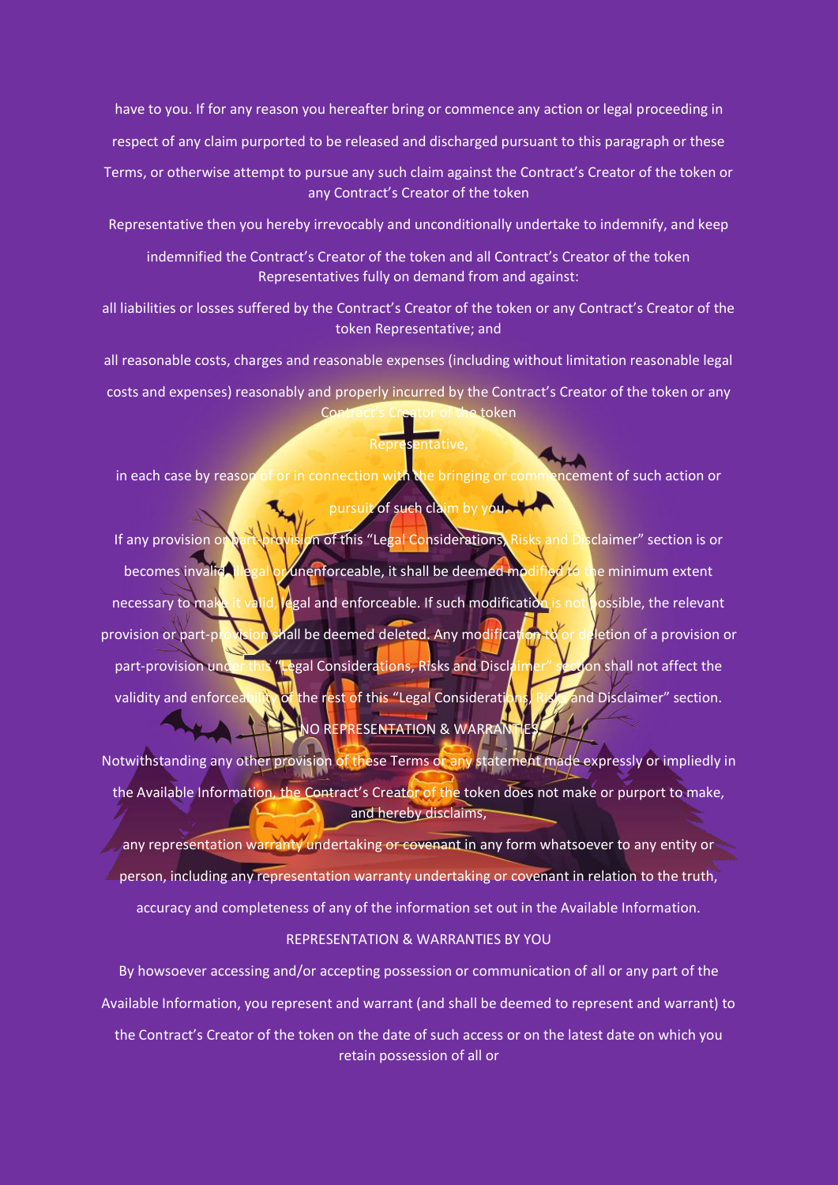have to you. If for any reason you hereafter bring or commence any action or legal proceeding in respect of any claim purported to be released and discharged pursuant to this paragraph or these Terms, or otherwise attempt to pursue any such claim against the Contract's Creator of the token or any Contract's Creator of the token Representative then you hereby irrevocably and unconditionally undertake to indemnify, and keep indemnified the Contract's Creator of the token and all Contract's Creator of the token Representatives fully on demand from and against:

all liabilities or losses suffered by the Contract's Creator of the token or any Contract's Creator of the token Representative; and

all reasonable costs, charges and reasonable expenses (including without limitation reasonable legal costs and expenses) reasonably and properly incurred by the Contract's Creator of the token or any Contract's Creator of the token Representative,

in each case by reason of or in connection with the bringing or commencement of such action or pursuit of such claim by you.

If any provision or part-provision of this "Legal Considerations, Risks and Disclaimer" section is or becomes invalid, illegal or unenforceable, it shall be deemed modified to the minimum extent necessary to make it valid, legal and enforceable. If such modification is not possible, the relevant provision or part-provision shall be deemed deleted. Any modification to or deletion of a provision or part-provision under this "Legal Considerations, Risks and Disclaimer" section shall not affect the validity and enforceability of the rest of this "Legal Considerations, Risks and Disclaimer" section.

NO REPRESENTATION & WARRANTIES

Notwithstanding any other provision of these Terms or any statement made expressly or impliedly in the Available Information, the Contract's Creator of the token does not make or purport to make, and hereby disclaims,

any representation warranty undertaking or covenant in any form whatsoever to any entity or person, including any representation warranty undertaking or covenant in relation to the truth, accuracy and completeness of any of the information set out in the Available Information.

REPRESENTATION & WARRANTIES BY YOU

By howsoever accessing and/or accepting possession or communication of all or any part of the Available Information, you represent and warrant (and shall be deemed to represent and warrant) to the Contract's Creator of the token on the date of such access or on the latest date on which you retain possession of all or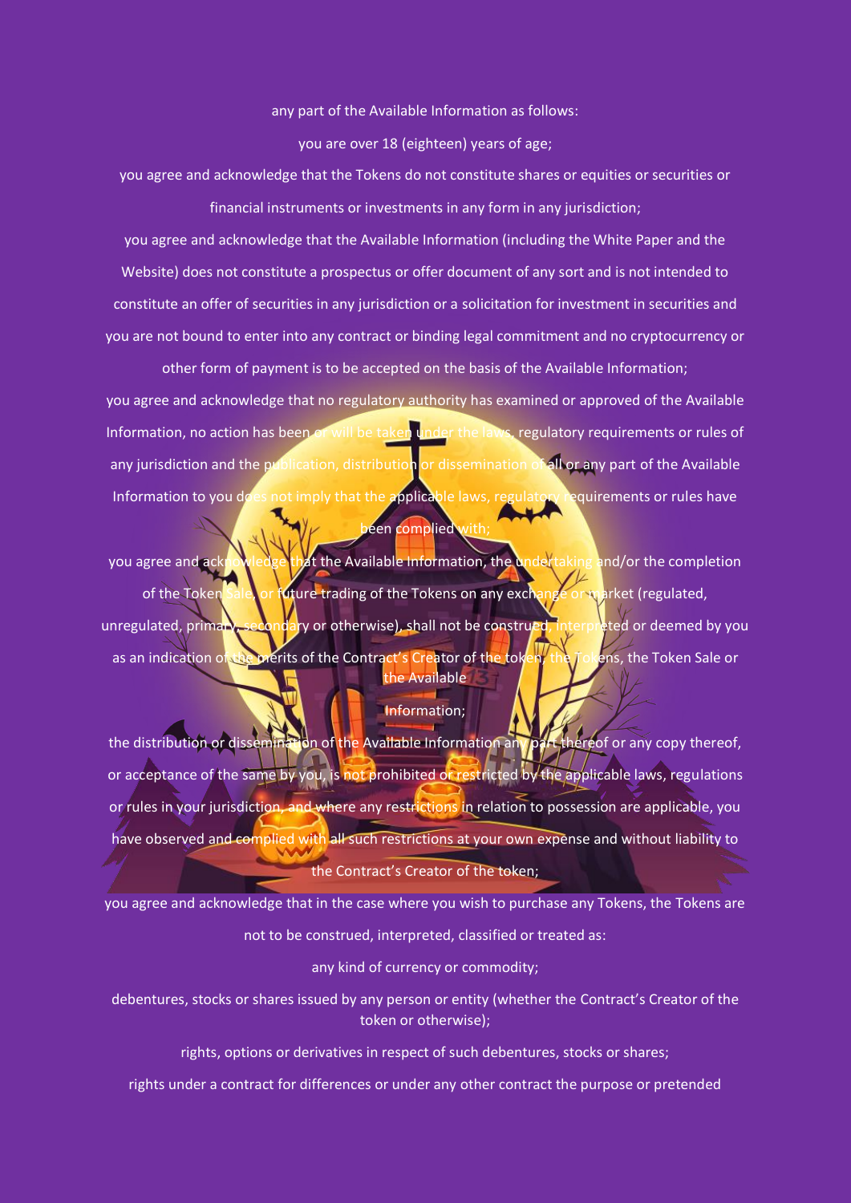any part of the Available Information as follows:

you are over 18 (eighteen) years of age;

you agree and acknowledge that the Tokens do not constitute shares or equities or securities or financial instruments or investments in any form in any jurisdiction;

you agree and acknowledge that the Available Information (including the White Paper and the Website) does not constitute a prospectus or offer document of any sort and is not intended to constitute an offer of securities in any jurisdiction or a solicitation for investment in securities and you are not bound to enter into any contract or binding legal commitment and no cryptocurrency or other form of payment is to be accepted on the basis of the Available Information;

you agree and acknowledge that no regulatory authority has examined or approved of the Available Information, no action has been or will be taken under the laws, regulatory requirements or rules of any jurisdiction and the publication, distribution or dissemination of all or any part of the Available Information to you does not imply that the applicable laws, regulatory requirements or rules have been complied with;

you agree and acknowledge that the Available Information, the undertaking and/or the completion of the Token Sale, or future trading of the Tokens on any exchange or market (regulated, unregulated, primary, secondary or otherwise), shall not be construed, interpreted or deemed by you as an indication of the merits of the Contract's Creator of the token, the Tokens, the Token Sale or the Available Information;

the distribution or dissemination of the Available Information any part thereof or any copy thereof, or acceptance of the same by you, is not prohibited or restricted by the applicable laws, regulations or rules in your jurisdiction, and where any restrictions in relation to possession are applicable, you have observed and complied with all such restrictions at your own expense and without liability to the Contract's Creator of the token;

you agree and acknowledge that in the case where you wish to purchase any Tokens, the Tokens are not to be construed, interpreted, classified or treated as:

any kind of currency or commodity;

debentures, stocks or shares issued by any person or entity (whether the Contract's Creator of the token or otherwise);

rights, options or derivatives in respect of such debentures, stocks or shares;

rights under a contract for differences or under any other contract the purpose or pretended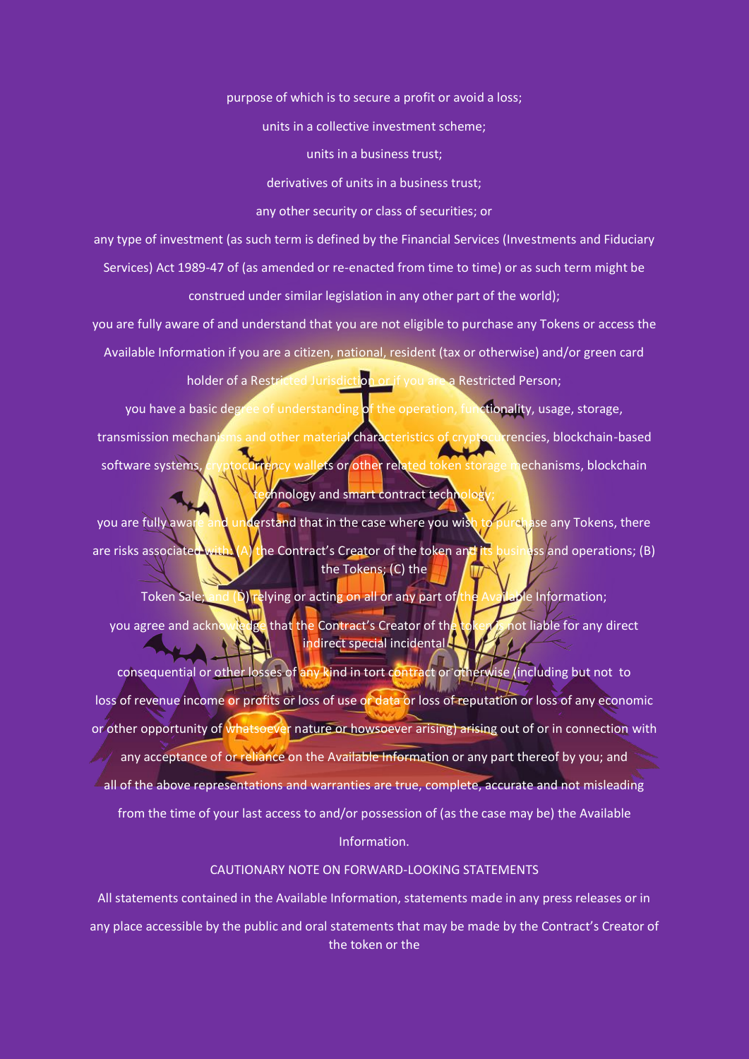purpose of which is to secure a profit or avoid a loss;

units in a collective investment scheme;

units in a business trust;

derivatives of units in a business trust;

any other security or class of securities; or

any type of investment (as such term is defined by the Financial Services (Investments and Fiduciary Services) Act 1989-47 of (as amended or re-enacted from time to time) or as such term might be construed under similar legislation in any other part of the world);

you are fully aware of and understand that you are not eligible to purchase any Tokens or access the Available Information if you are a citizen, national, resident (tax or otherwise) and/or green card holder of a Restricted Jurisdiction or if you are a Restricted Person;

you have a basic degree of understanding of the operation, functionality, usage, storage, transmission mechanisms and other material characteristics of cryptocurrencies, blockchain-based software systems, cryptocurrency wallets or other related token storage mechanisms, blockchain technology and smart contract technology;

you are fully aware and understand that in the case where you wish to purchase any Tokens, there are risks associated with: (A) the Contract's Creator of the token and its business and operations; (B) the Tokens; (C) the Token Sale; and (D) relying or acting on all or any part of the Available Information;

you agree and acknowledge that the Contract's Creator of the token is not liable for any direct indirect special incidental consequential or other losses of any kind in tort contract or otherwise (including but not to loss of revenue income or profits or loss of use or data or loss of reputation or loss of any economic or other opportunity of whatsoever nature or howsoever arising) arising out of or in connection with any acceptance of or reliance on the Available Information or any part thereof by you; and

all of the above representations and warranties are true, complete, accurate and not misleading from the time of your last access to and/or possession of (as the case may be) the Available Information.

## CAUTIONARY NOTE ON FORWARD-LOOKING STATEMENTS

All statements contained in the Available Information, statements made in any press releases or in any place accessible by the public and oral statements that may be made by the Contract's Creator of the token or the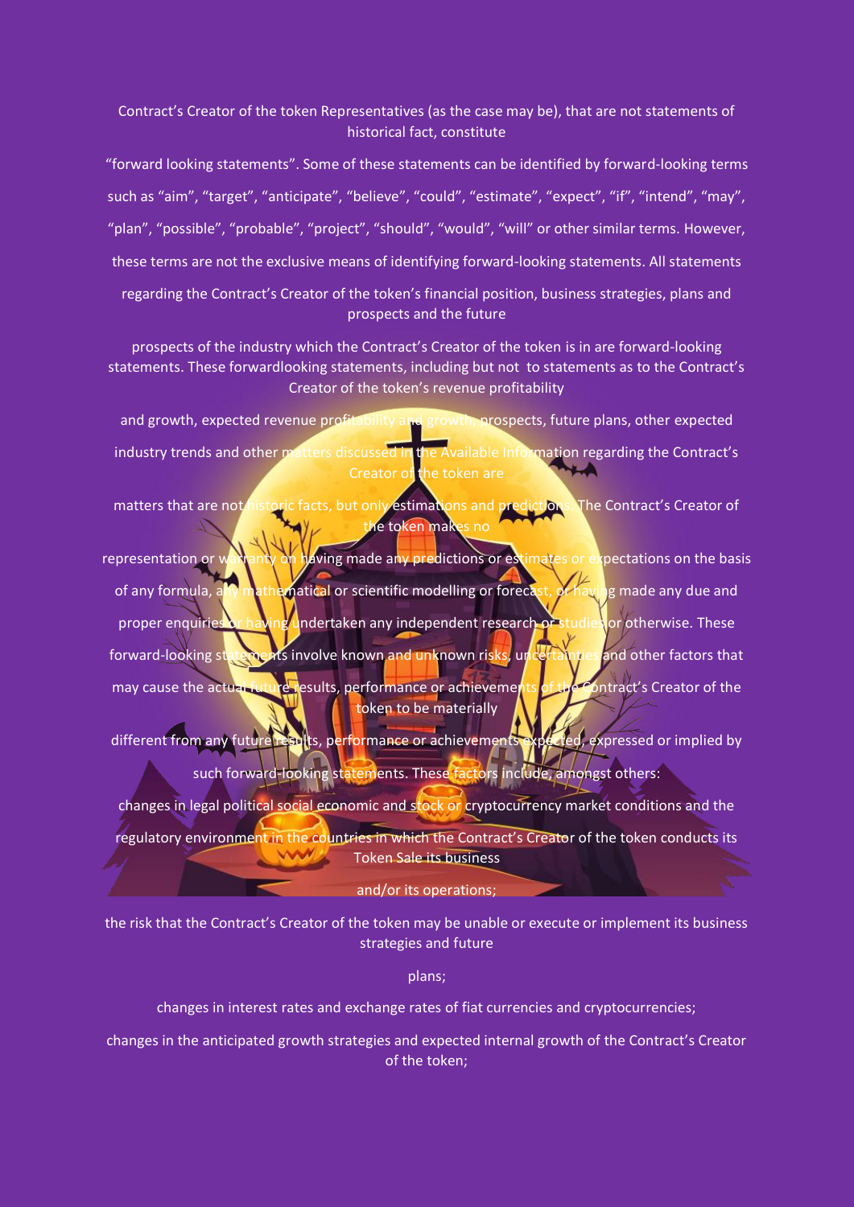Contract's Creator of the token Representatives (as the case may be), that are not statements of historical fact, constitute

"forward looking statements". Some of these statements can be identified by forward-looking terms such as "aim", "target", "anticipate", "believe", "could", "estimate", "expect", "if", "intend", "may", "plan", "possible", "probable", "project", "should", "would", "will" or other similar terms. However, these terms are not the exclusive means of identifying forward-looking statements. All statements regarding the Contract's Creator of the token's financial position, business strategies, plans and prospects and the future prospects of the industry which the Contract's Creator of the token is in are forward-looking statements. These forwardlooking statements, including but not to statements as to the Contract's Creator of the token's revenue profitability and growth, expected revenue profitability and growth, prospects, future plans, other expected industry trends and other matters discussed in the Available Information regarding the Contract's Creator of the token are matters that are not historic facts, but only estimations and predictions. The Contract's Creator of the token makes no representation or warranty on having made any predictions or estimates or expectations on the basis of any formula, any mathematical or scientific modelling or forecast, or having made any due and proper enquiries or having undertaken any independent research or studies or otherwise. These forward-looking statements involve known and unknown risks, uncertainties and other factors that may cause the actual future results, performance or achievements of the Contract's Creator of the token to be materially different from any future results, performance or achievements expected, expressed or implied by such forward-looking statements. These factors include, amongst others:

changes in legal political social economic and stock or cryptocurrency market conditions and the regulatory environment in the countries in which the Contract's Creator of the token conducts its Token Sale its business and/or its operations;

the risk that the Contract's Creator of the token may be unable or execute or implement its business strategies and future plans;

changes in interest rates and exchange rates of fiat currencies and cryptocurrencies;

changes in the anticipated growth strategies and expected internal growth of the Contract's Creator of the token;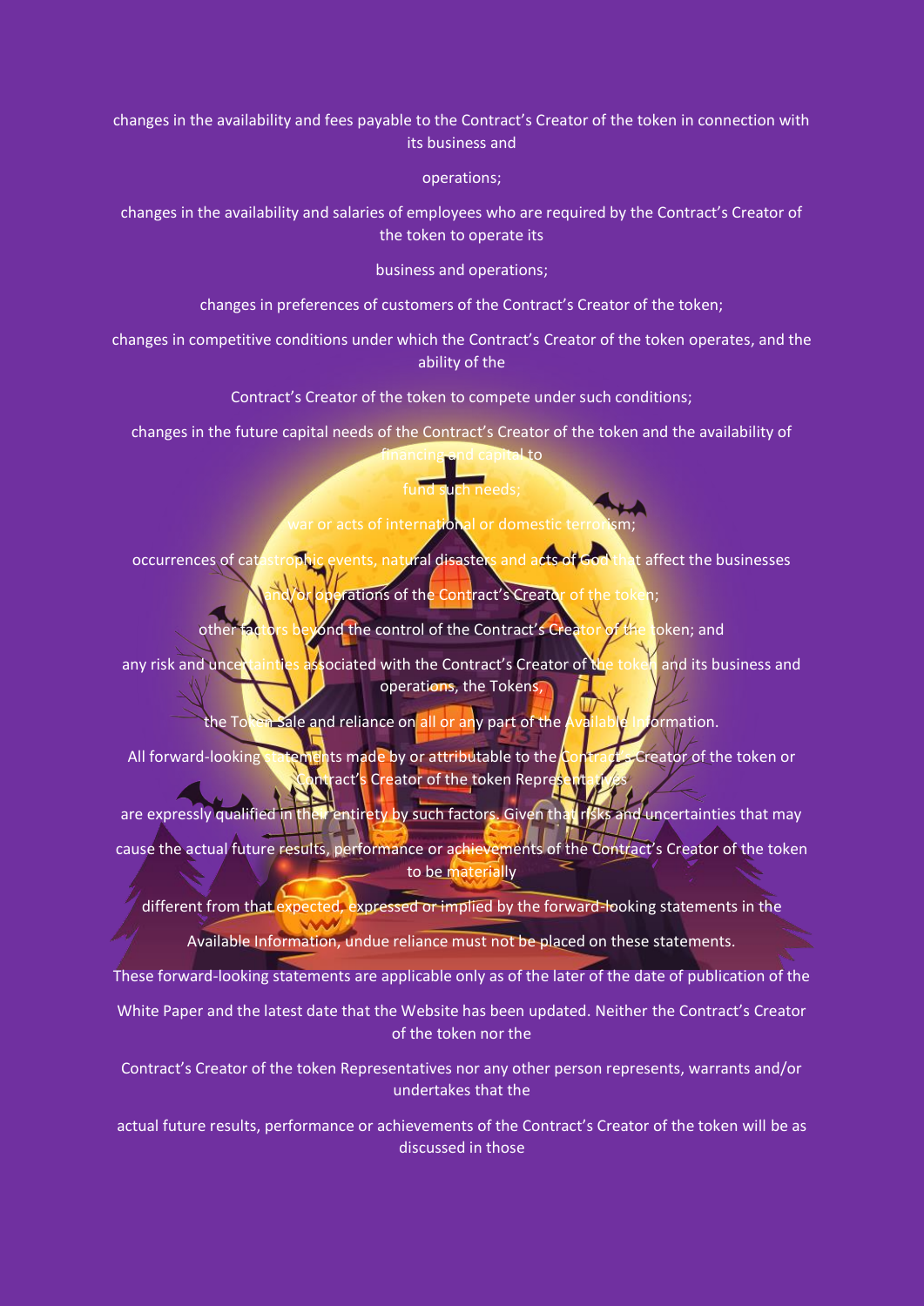changes in the availability and fees payable to the Contract's Creator of the token in connection with its business and operations;

changes in the availability and salaries of employees who are required by the Contract's Creator of the token to operate its business and operations;

changes in preferences of customers of the Contract's Creator of the token;

changes in competitive conditions under which the Contract's Creator of the token operates, and the ability of the Contract's Creator of the token to compete under such conditions;

changes in the future capital needs of the Contract's Creator of the token and the availability of financing and capital to fund such needs;

war or acts of international or domestic terrorism;

occurrences of catastrophic events, natural disasters and acts of God that affect the businesses and/or operations of the Contract's Creator of the token;

other factors beyond the control of the Contract's Creator of the token; and

any risk and uncertainties associated with the Contract's Creator of the token and its business and operations, the Tokens, the Token Sale and reliance on all or any part of the Available Information.

All forward-looking statements made by or attributable to the Contract's Creator of the token or Contract's Creator of the token Representatives are expressly qualified in their entirety by such factors. Given that risks and uncertainties that may cause the actual future results, performance or achievements of the Contract's Creator of the token to be materially different from that expected, expressed or implied by the forward-looking statements in the Available Information, undue reliance must not be placed on these statements.

These forward-looking statements are applicable only as of the later of the date of publication of the White Paper and the latest date that the Website has been updated. Neither the Contract's Creator of the token nor the Contract's Creator of the token Representatives nor any other person represents, warrants and/or undertakes that the actual future results, performance or achievements of the Contract's Creator of the token will be as discussed in those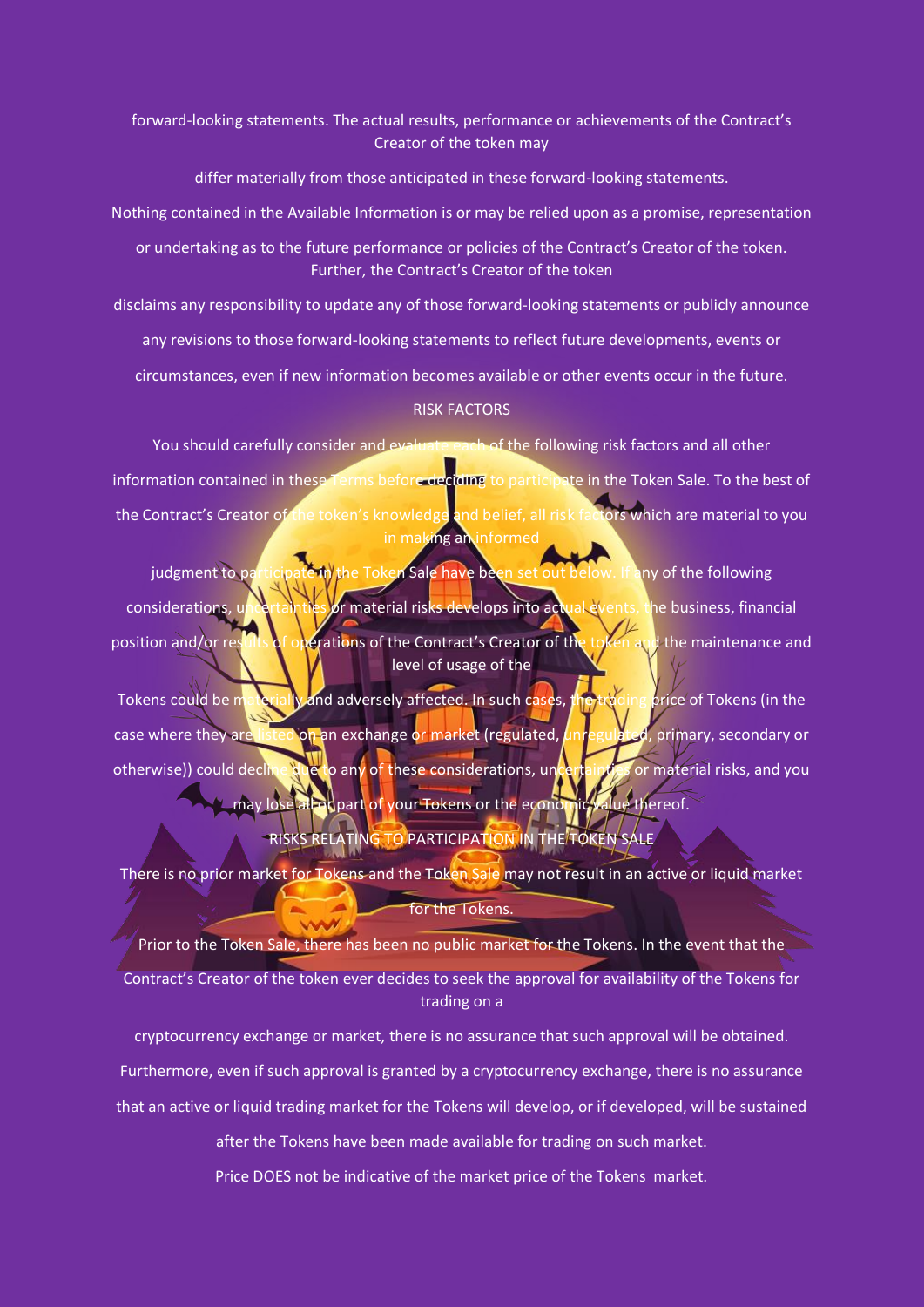forward-looking statements. The actual results, performance or achievements of the Contract's Creator of the token may differ materially from those anticipated in these forward-looking statements.

Nothing contained in the Available Information is or may be relied upon as a promise, representation or undertaking as to the future performance or policies of the Contract's Creator of the token. Further, the Contract's Creator of the token disclaims any responsibility to update any of those forward-looking statements or publicly announce any revisions to those forward-looking statements to reflect future developments, events or circumstances, even if new information becomes available or other events occur in the future.

## RISK FACTORS

You should carefully consider and evaluate each of the following risk factors and all other information contained in these Terms before deciding to participate in the Token Sale. To the best of the Contract's Creator of the token's knowledge and belief, all risk factors which are material to you in making an informed judgment to participate in the Token Sale have been set out below. If any of the following considerations, uncertainties or material risks develops into actual events, the business, financial position and/or results of operations of the Contract's Creator of the token and the maintenance and level of usage of the Tokens could be materially and adversely affected. In such cases, the trading price of Tokens (in the case where they are listed on an exchange or market (regulated, unregulated, primary, secondary or otherwise)) could decline due to any of these considerations, uncertainties or material risks, and you may lose all or part of your Tokens or the economic value thereof.

### RISKS RELATING TO PARTICIPATION IN THE TOKEN SALE

There is no prior market for Tokens and the Token Sale may not result in an active or liquid market for the Tokens.

Prior to the Token Sale, there has been no public market for the Tokens. In the event that the Contract's Creator of the token ever decides to seek the approval for availability of the Tokens for trading on a cryptocurrency exchange or market, there is no assurance that such approval will be obtained. Furthermore, even if such approval is granted by a cryptocurrency exchange, there is no assurance that an active or liquid trading market for the Tokens will develop, or if developed, will be sustained after the Tokens have been made available for trading on such market.

Price DOES not be indicative of the market price of the Tokens market.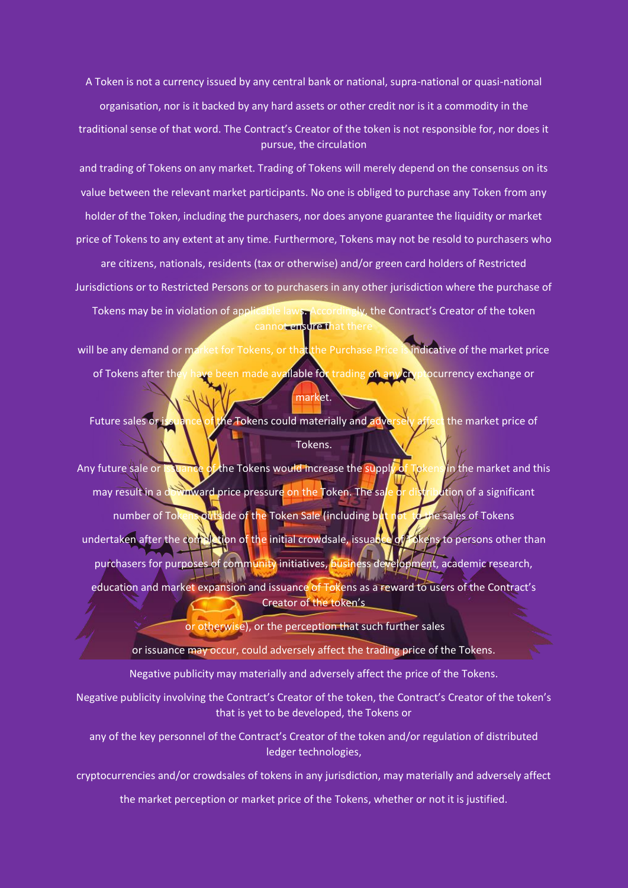A Token is not a currency issued by any central bank or national, supra-national or quasi-national organisation, nor is it backed by any hard assets or other credit nor is it a commodity in the traditional sense of that word. The Contract's Creator of the token is not responsible for, nor does it pursue, the circulation and trading of Tokens on any market. Trading of Tokens will merely depend on the consensus on its value between the relevant market participants. No one is obliged to purchase any Token from any holder of the Token, including the purchasers, nor does anyone guarantee the liquidity or market price of Tokens to any extent at any time. Furthermore, Tokens may not be resold to purchasers who are citizens, nationals, residents (tax or otherwise) and/or green card holders of Restricted Jurisdictions or to Restricted Persons or to purchasers in any other jurisdiction where the purchase of Tokens may be in violation of applicable laws. Accordingly, the Contract's Creator of the token cannot ensure that there will be any demand or market for Tokens, or that the Purchase Price is indicative of the market price of Tokens after they have been made available for trading on any cryptocurrency exchange or market.

Future sales or issuance of the Tokens could materially and adversely affect the market price of Tokens.

Any future sale or issuance of the Tokens would increase the supply of Tokens in the market and this may result in a downward price pressure on the Token. The sale or distribution of a significant number of Tokens outside of the Token Sale (including but not to the sales of Tokens undertaken after the completion of the initial crowdsale, issuance of Tokens to persons other than purchasers for purposes of community initiatives, business development, academic research, education and market expansion and issuance of Tokens as a reward to users of the Contract's Creator of the token's or otherwise), or the perception that such further sales or issuance may occur, could adversely affect the trading price of the Tokens.

Negative publicity may materially and adversely affect the price of the Tokens.

Negative publicity involving the Contract's Creator of the token, the Contract's Creator of the token's that is yet to be developed, the Tokens or any of the key personnel of the Contract's Creator of the token and/or regulation of distributed ledger technologies, cryptocurrencies and/or crowdsales of tokens in any jurisdiction, may materially and adversely affect the market perception or market price of the Tokens, whether or not it is justified.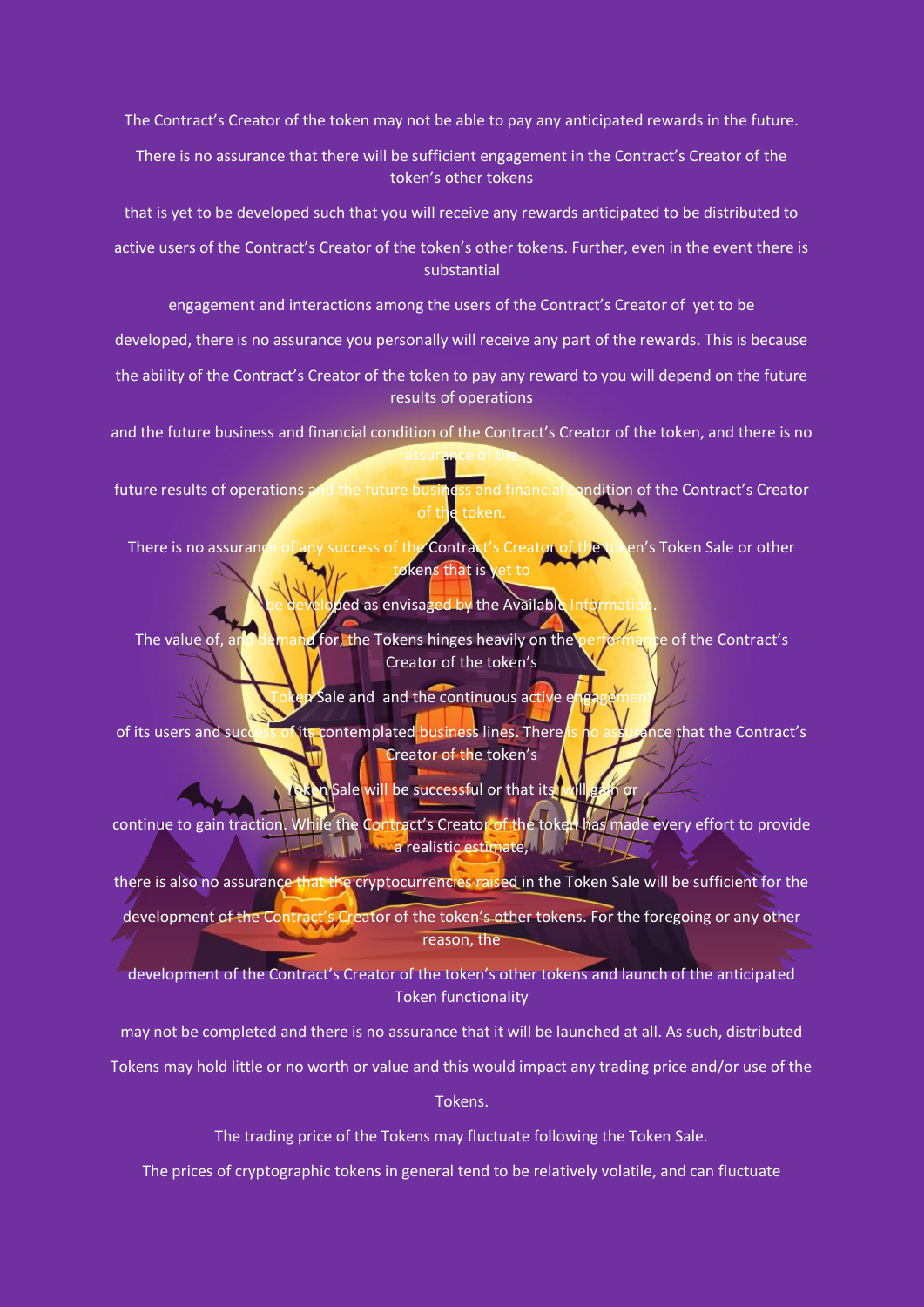The Contract's Creator of the token may not be able to pay any anticipated rewards in the future.

There is no assurance that there will be sufficient engagement in the Contract's Creator of the token's other tokens that is yet to be developed such that you will receive any rewards anticipated to be distributed to active users of the Contract's Creator of the token's other tokens. Further, even in the event there is substantial engagement and interactions among the users of the Contract's Creator of yet to be developed, there is no assurance you personally will receive any part of the rewards. This is because the ability of the Contract's Creator of the token to pay any reward to you will depend on the future results of operations and the future business and financial condition of the Contract's Creator of the token, and there is no assurance of the future results of operations and the future business and financial condition of the Contract's Creator of the token.

There is no assurance of any success of the Contract's Creator of the token's Token Sale or other tokens that is yet to be developed as envisaged by the Available Information.

The value of, and demand for, the Tokens hinges heavily on the performance of the Contract's Creator of the token's Token Sale and and the continuous active engagement of its users and success of its contemplated business lines. There is no assurance that the Contract's Creator of the token's Token Sale will be successful or that its will gain or continue to gain traction. While the Contract's Creator of the token has made every effort to provide a realistic estimate, there is also no assurance that the cryptocurrencies raised in the Token Sale will be sufficient for the development of the Contract's Creator of the token's other tokens. For the foregoing or any other reason, the development of the Contract's Creator of the token's other tokens and launch of the anticipated Token functionality may not be completed and there is no assurance that it will be launched at all. As such, distributed Tokens may hold little or no worth or value and this would impact any trading price and/or use of the Tokens.

The trading price of the Tokens may fluctuate following the Token Sale.

The prices of cryptographic tokens in general tend to be relatively volatile, and can fluctuate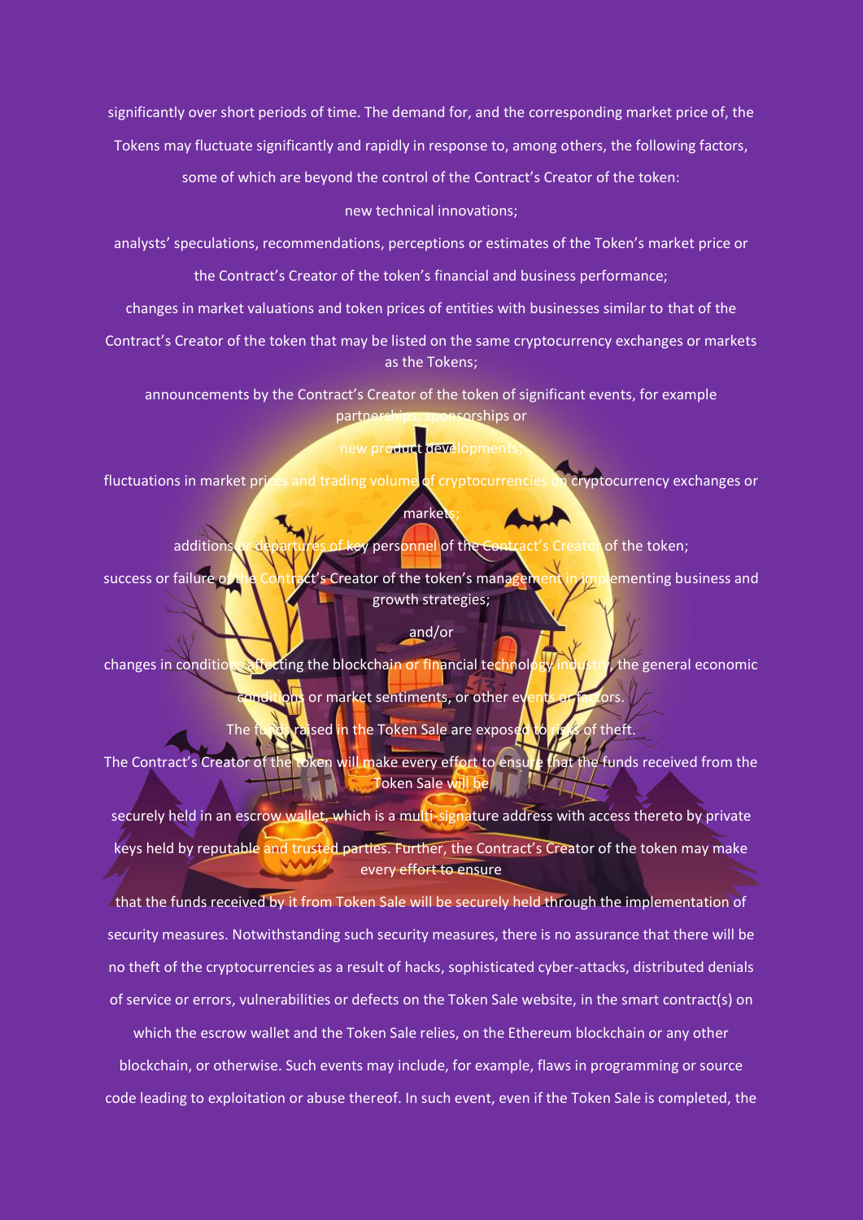significantly over short periods of time. The demand for, and the corresponding market price of, the Tokens may fluctuate significantly and rapidly in response to, among others, the following factors, some of which are beyond the control of the Contract's Creator of the token:

new technical innovations;

analysts' speculations, recommendations, perceptions or estimates of the Token's market price or the Contract's Creator of the token's financial and business performance;

changes in market valuations and token prices of entities with businesses similar to that of the Contract's Creator of the token that may be listed on the same cryptocurrency exchanges or markets as the Tokens;

announcements by the Contract's Creator of the token of significant events, for example partnerships, sponsorships or new product developments;

fluctuations in market prices and trading volume of cryptocurrencies on cryptocurrency exchanges or markets;

additions or departures of key personnel of the Contract's Creator of the token;

success or failure of the Contract's Creator of the token's management in implementing business and growth strategies;

and/or

changes in conditions affecting the blockchain or financial technology industry, the general economic conditions or market sentiments, or other events or factors.

The funds raised in the Token Sale are exposed to risks of theft.

The Contract's Creator of the token will make every effort to ensure that the funds received from the Token Sale will be securely held in an escrow wallet, which is a multi-signature address with access thereto by private keys held by reputable and trusted parties. Further, the Contract's Creator of the token may make every effort to ensure that the funds received by it from Token Sale will be securely held through the implementation of security measures. Notwithstanding such security measures, there is no assurance that there will be no theft of the cryptocurrencies as a result of hacks, sophisticated cyber-attacks, distributed denials of service or errors, vulnerabilities or defects on the Token Sale website, in the smart contract(s) on which the escrow wallet and the Token Sale relies, on the Ethereum blockchain or any other blockchain, or otherwise. Such events may include, for example, flaws in programming or source code leading to exploitation or abuse thereof. In such event, even if the Token Sale is completed, the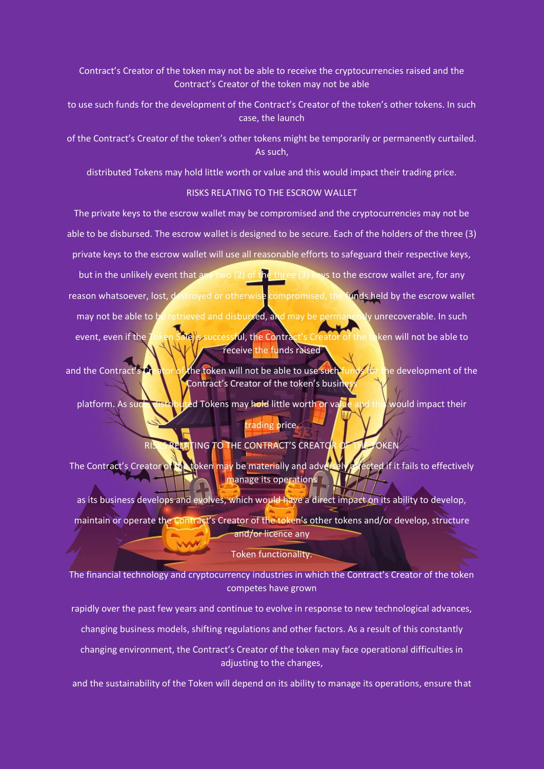Contract's Creator of the token may not be able to receive the cryptocurrencies raised and the Contract's Creator of the token may not be able to use such funds for the development of the Contract's Creator of the token's other tokens. In such case, the launch of the Contract's Creator of the token's other tokens might be temporarily or permanently curtailed. As such, distributed Tokens may hold little worth or value and this would impact their trading price.

## RISKS RELATING TO THE ESCROW WALLET

The private keys to the escrow wallet may be compromised and the cryptocurrencies may not be able to be disbursed. The escrow wallet is designed to be secure. Each of the holders of the three (3) private keys to the escrow wallet will use all reasonable efforts to safeguard their respective keys, but in the unlikely event that any two (2) of the three (3) keys to the escrow wallet are, for any reason whatsoever, lost, destroyed or otherwise compromised, the funds held by the escrow wallet may not be able to be retrieved and disbursed, and may be permanently unrecoverable. In such event, even if the Token Sale is successful, the Contract's Creator of the token will not be able to receive the funds raised and the Contract's Creator of the token will not be able to use such funds for the development of the Contract's Creator of the token's business platform. As such, distributed Tokens may hold little worth or value and this would impact their trading price.

## RISKS RELATING TO THE CONTRACT'S CREATOR OF THE TOKEN

The Contract's Creator of the token may be materially and adversely affected if it fails to effectively manage its operations as its business develops and evolves, which would have a direct impact on its ability to develop, maintain or operate the Contract's Creator of the token's other tokens and/or develop, structure and/or licence any Token functionality.

The financial technology and cryptocurrency industries in which the Contract's Creator of the token competes have grown rapidly over the past few years and continue to evolve in response to new technological advances, changing business models, shifting regulations and other factors. As a result of this constantly changing environment, the Contract's Creator of the token may face operational difficulties in adjusting to the changes, and the sustainability of the Token will depend on its ability to manage its operations, ensure that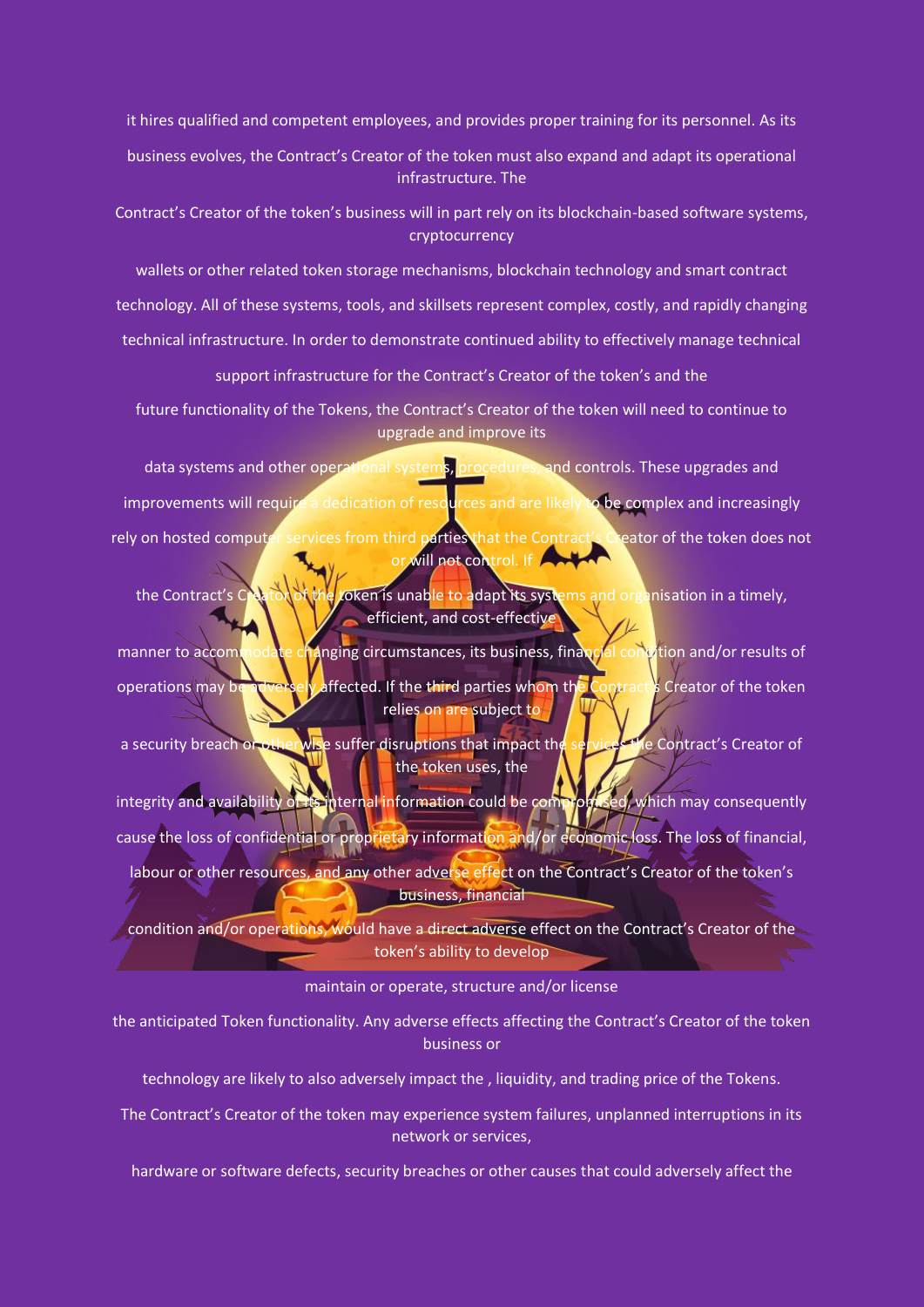it hires qualified and competent employees, and provides proper training for its personnel. As its business evolves, the Contract's Creator of the token must also expand and adapt its operational infrastructure. The Contract's Creator of the token's business will in part rely on its blockchain-based software systems, cryptocurrency wallets or other related token storage mechanisms, blockchain technology and smart contract technology. All of these systems, tools, and skillsets represent complex, costly, and rapidly changing technical infrastructure. In order to demonstrate continued ability to effectively manage technical support infrastructure for the Contract's Creator of the token's and the future functionality of the Tokens, the Contract's Creator of the token will need to continue to upgrade and improve its data systems and other operational systems, procedures, and controls. These upgrades and improvements will require a dedication of resources and are likely to be complex and increasingly rely on hosted computer services from third parties that the Contract's Creator of the token does not or will not control. If the Contract's Creator of the token is unable to adapt its systems and organisation in a timely, efficient, and cost-effective manner to accommodate changing circumstances, its business, financial condition and/or results of operations may be adversely affected. If the third parties whom the Contract's Creator of the token relies on are subject to a security breach or otherwise suffer disruptions that impact the services the Contract's Creator of the token uses, the integrity and availability of its internal information could be compromised, which may consequently cause the loss of confidential or proprietary information and/or economic loss. The loss of financial, labour or other resources, and any other adverse effect on the Contract's Creator of the token's business, financial condition and/or operations, would have a direct adverse effect on the Contract's Creator of the token's ability to develop maintain or operate, structure and/or license the anticipated Token functionality. Any adverse effects affecting the Contract's Creator of the token business or technology are likely to also adversely impact the , liquidity, and trading price of the Tokens.

The Contract's Creator of the token may experience system failures, unplanned interruptions in its network or services, hardware or software defects, security breaches or other causes that could adversely affect the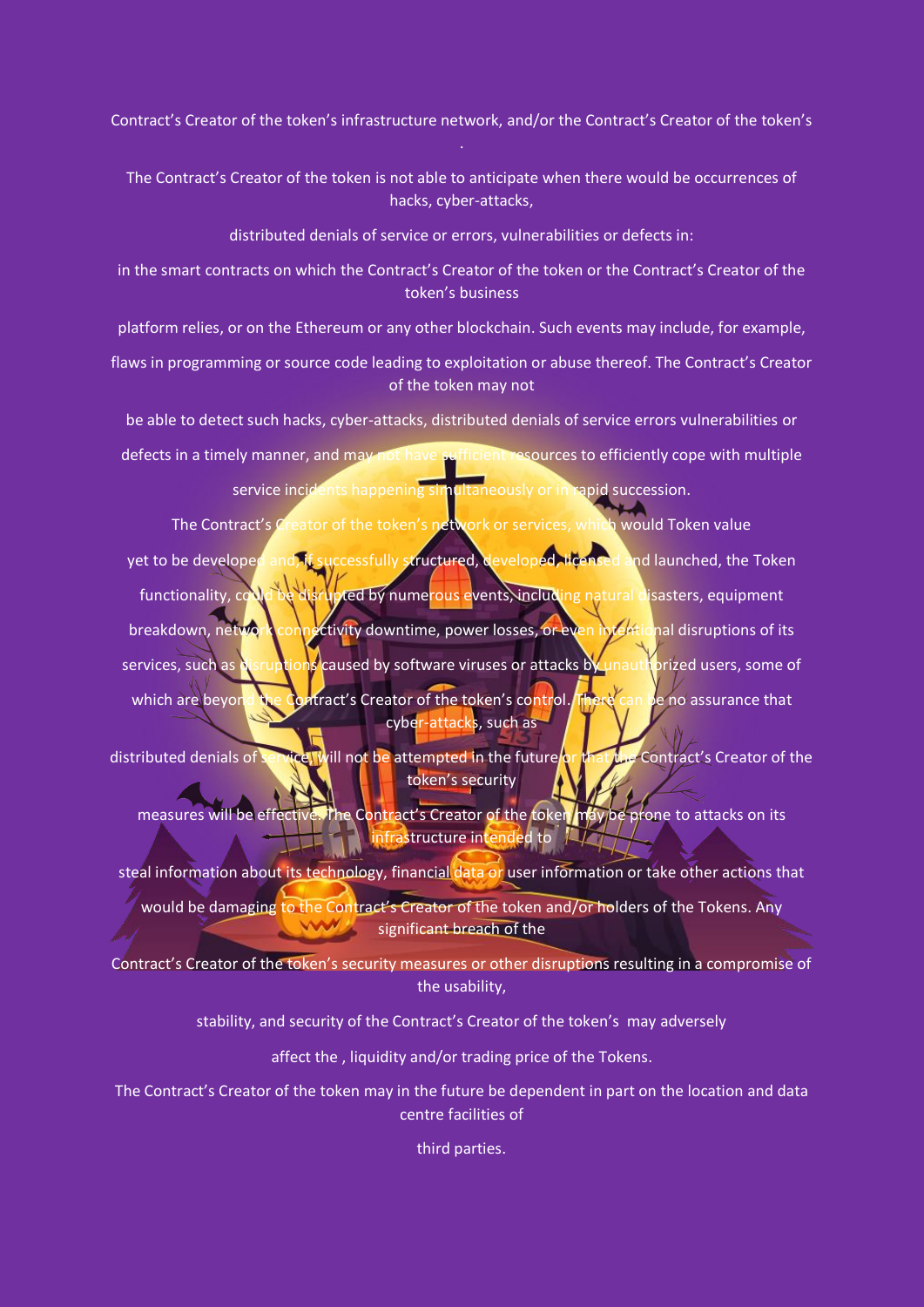Contract's Creator of the token's infrastructure network, and/or the Contract's Creator of the token's

.

The Contract's Creator of the token is not able to anticipate when there would be occurrences of hacks, cyber-attacks,

distributed denials of service or errors, vulnerabilities or defects in:

in the smart contracts on which the Contract's Creator of the token or the Contract's Creator of the token's business

platform relies, or on the Ethereum or any other blockchain. Such events may include, for example,

flaws in programming or source code leading to exploitation or abuse thereof. The Contract's Creator of the token may not

be able to detect such hacks, cyber-attacks, distributed denials of service errors vulnerabilities or

defects in a timely manner, and may not have sufficient resources to efficiently cope with multiple

service incidents happening simultaneously or in rapid succession.

The Contract's Creator of the token's network or services, which would Token value

yet to be developed and, if successfully structured, developed, licensed and launched, the Token

functionality, could be disrupted by numerous events, including natural disasters, equipment

breakdown, network connectivity downtime, power losses, or even intentional disruptions of its

services, such as disruptions caused by software viruses or attacks by unauthorized users, some of

which are beyond the Contract's Creator of the token's control. There can be no assurance that cyber-attacks, such as

distributed denials of service, will not be attempted in the future or that the Contract's Creator of the token's security

measures will be effective. The Contract's Creator of the token may be prone to attacks on its infrastructure intended to

steal information about its technology, financial data or user information or take other actions that

would be damaging to the Contract's Creator of the token and/or holders of the Tokens. Any significant breach of the

Contract's Creator of the token's security measures or other disruptions resulting in a compromise of the usability,

stability, and security of the Contract's Creator of the token's may adversely

affect the , liquidity and/or trading price of the Tokens.

The Contract's Creator of the token may in the future be dependent in part on the location and data centre facilities of

third parties.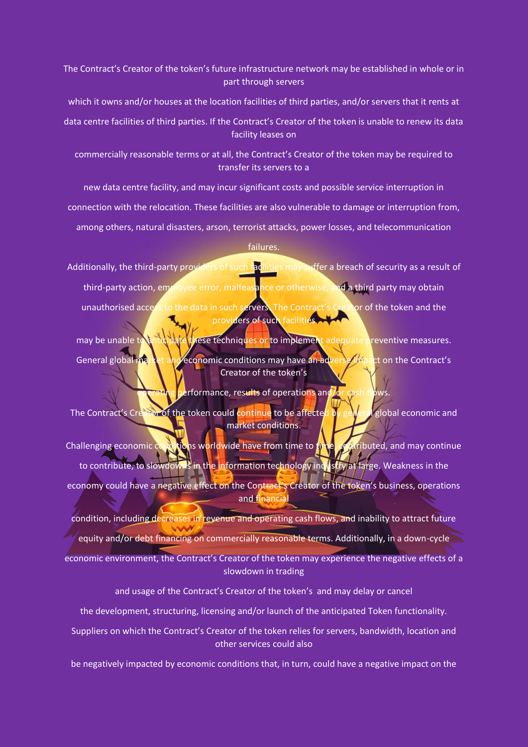The Contract's Creator of the token's future infrastructure network may be established in whole or in part through servers which it owns and/or houses at the location facilities of third parties, and/or servers that it rents at data centre facilities of third parties. If the Contract's Creator of the token is unable to renew its data facility leases on commercially reasonable terms or at all, the Contract's Creator of the token may be required to transfer its servers to a new data centre facility, and may incur significant costs and possible service interruption in connection with the relocation. These facilities are also vulnerable to damage or interruption from, among others, natural disasters, arson, terrorist attacks, power losses, and telecommunication failures.

Additionally, the third-party providers of such facilities may suffer a breach of security as a result of third-party action, employee error, malfeasance or otherwise, and a third party may obtain unauthorised access to the data in such servers. The Contract's Creator of the token and the providers of such facilities may be unable to anticipate these techniques or to implement adequate preventive measures.

General global market and economic conditions may have an adverse impact on the Contract's Creator of the token's operating performance, results of operations and/or cash flows.

The Contract's Creator of the token could continue to be affected by general global economic and market conditions.

Challenging economic conditions worldwide have from time to time, contributed, and may continue to contribute, to slowdowns in the information technology industry at large. Weakness in the economy could have a negative effect on the Contract's Creator of the token's business, operations and financial condition, including decreases in revenue and operating cash flows, and inability to attract future equity and/or debt financing on commercially reasonable terms. Additionally, in a down-cycle economic environment, the Contract's Creator of the token may experience the negative effects of a slowdown in trading and usage of the Contract's Creator of the token's and may delay or cancel the development, structuring, licensing and/or launch of the anticipated Token functionality.

Suppliers on which the Contract's Creator of the token relies for servers, bandwidth, location and other services could also be negatively impacted by economic conditions that, in turn, could have a negative impact on the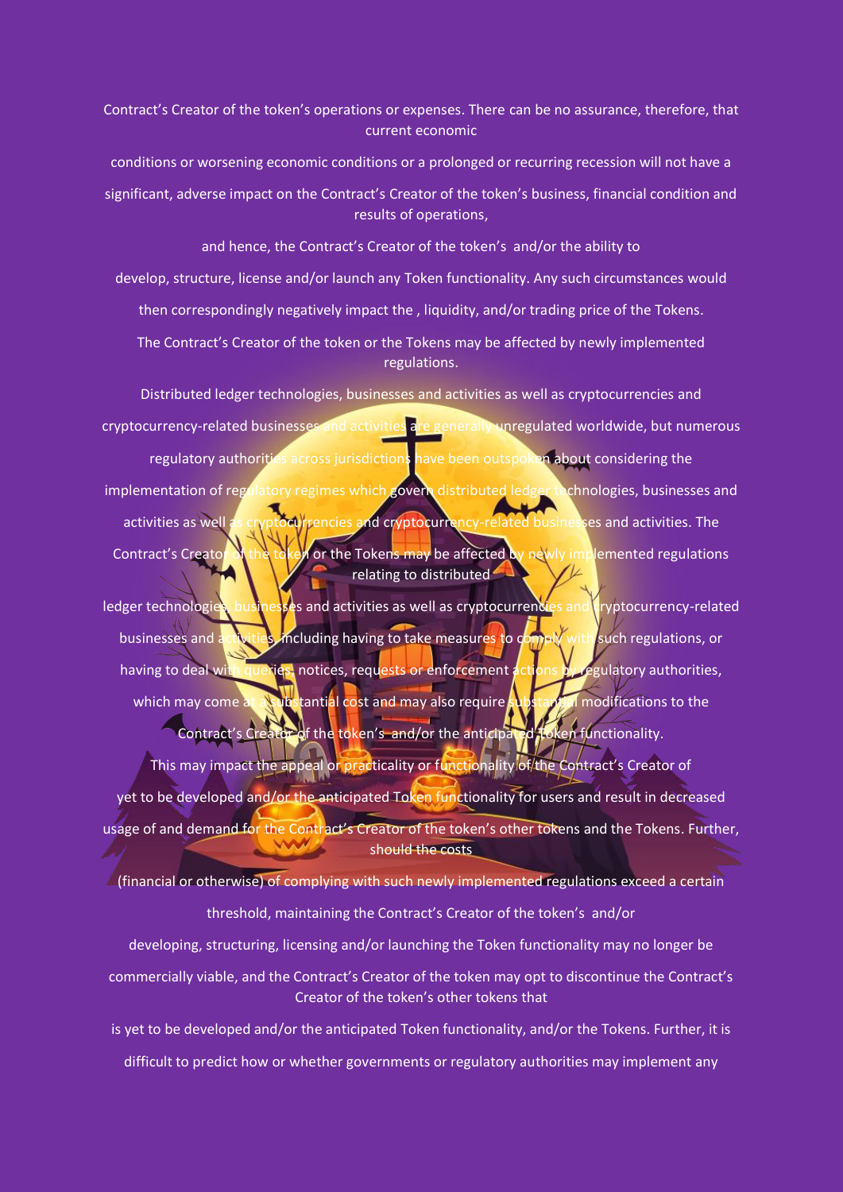Contract's Creator of the token's operations or expenses. There can be no assurance, therefore, that current economic conditions or worsening economic conditions or a prolonged or recurring recession will not have a significant, adverse impact on the Contract's Creator of the token's business, financial condition and results of operations, and hence, the Contract's Creator of the token's and/or the ability to develop, structure, license and/or launch any Token functionality. Any such circumstances would then correspondingly negatively impact the , liquidity, and/or trading price of the Tokens.

The Contract's Creator of the token or the Tokens may be affected by newly implemented regulations.

Distributed ledger technologies, businesses and activities as well as cryptocurrencies and cryptocurrency-related businesses and activities are generally unregulated worldwide, but numerous regulatory authorities across jurisdictions have been outspoken about considering the implementation of regulatory regimes which govern distributed ledger technologies, businesses and activities as well as cryptocurrencies and cryptocurrency-related businesses and activities. The Contract's Creator of the token or the Tokens may be affected by newly implemented regulations relating to distributed ledger technologies, businesses and activities as well as cryptocurrencies and cryptocurrency-related businesses and activities, including having to take measures to comply with such regulations, or having to deal with queries, notices, requests or enforcement actions by regulatory authorities, which may come at a substantial cost and may also require substantial modifications to the Contract's Creator of the token's and/or the anticipated Token functionality.

This may impact the appeal or practicality or functionality of the Contract's Creator of yet to be developed and/or the anticipated Token functionality for users and result in decreased usage of and demand for the Contract's Creator of the token's other tokens and the Tokens. Further, should the costs (financial or otherwise) of complying with such newly implemented regulations exceed a certain threshold, maintaining the Contract's Creator of the token's and/or developing, structuring, licensing and/or launching the Token functionality may no longer be commercially viable, and the Contract's Creator of the token may opt to discontinue the Contract's Creator of the token's other tokens that is yet to be developed and/or the anticipated Token functionality, and/or the Tokens. Further, it is difficult to predict how or whether governments or regulatory authorities may implement any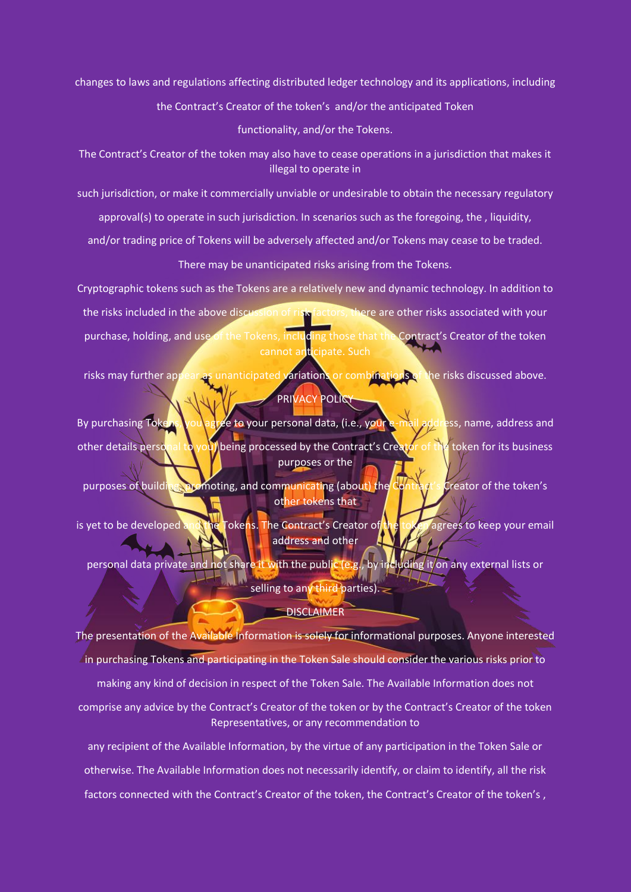changes to laws and regulations affecting distributed ledger technology and its applications, including the Contract's Creator of the token's and/or the anticipated Token functionality, and/or the Tokens.

The Contract's Creator of the token may also have to cease operations in a jurisdiction that makes it illegal to operate in such jurisdiction, or make it commercially unviable or undesirable to obtain the necessary regulatory approval(s) to operate in such jurisdiction. In scenarios such as the foregoing, the , liquidity, and/or trading price of Tokens will be adversely affected and/or Tokens may cease to be traded.

There may be unanticipated risks arising from the Tokens.

Cryptographic tokens such as the Tokens are a relatively new and dynamic technology. In addition to the risks included in the above discussion of risk factors, there are other risks associated with your purchase, holding, and use of the Tokens, including those that the Contract's Creator of the token cannot anticipate. Such risks may further appear as unanticipated variations or combinations of the risks discussed above.

## PRIVACY POLICY

By purchasing Tokens, you agree to your personal data, (i.e., your e-mail address, name, address and other details personal to you) being processed by the Contract's Creator of the token for its business purposes or the purposes of building, promoting, and communicating (about) the Contract's Creator of the token's other tokens that is yet to be developed and the Tokens. The Contract's Creator of the token agrees to keep your email address and other personal data private and not share it with the public (e.g., by including it on any external lists or selling to any third parties).

## DISCLAIMER

The presentation of the Available Information is solely for informational purposes. Anyone interested in purchasing Tokens and participating in the Token Sale should consider the various risks prior to making any kind of decision in respect of the Token Sale. The Available Information does not comprise any advice by the Contract's Creator of the token or by the Contract's Creator of the token Representatives, or any recommendation to any recipient of the Available Information, by the virtue of any participation in the Token Sale or otherwise. The Available Information does not necessarily identify, or claim to identify, all the risk factors connected with the Contract's Creator of the token, the Contract's Creator of the token's ,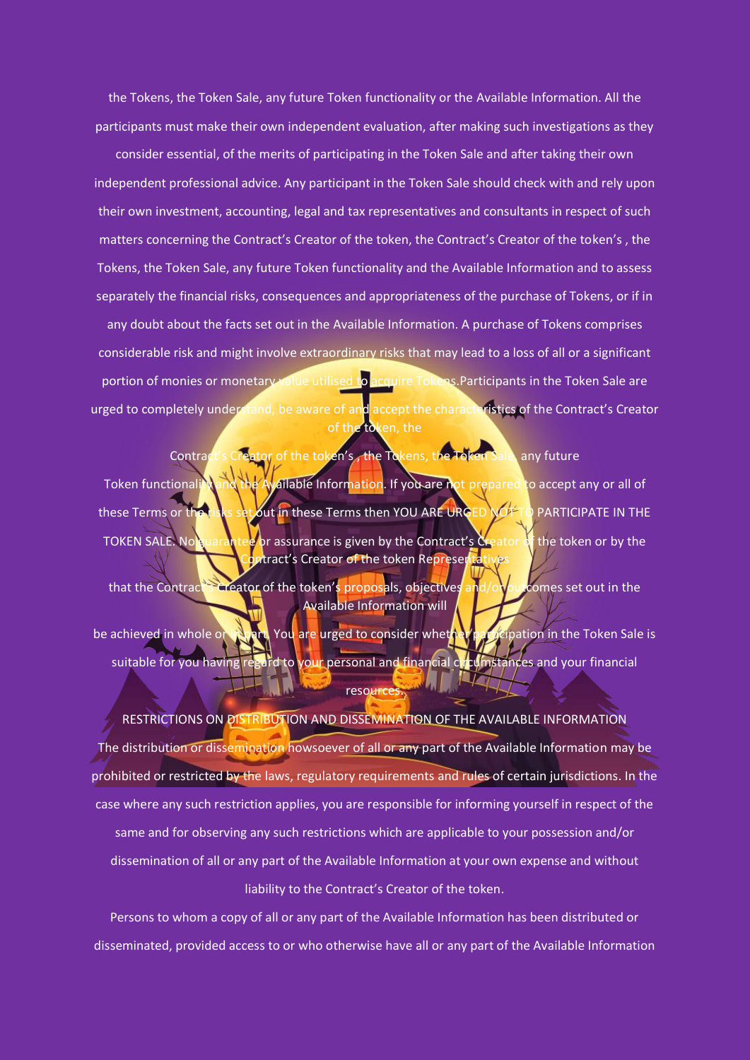the Tokens, the Token Sale, any future Token functionality or the Available Information. All the participants must make their own independent evaluation, after making such investigations as they consider essential, of the merits of participating in the Token Sale and after taking their own independent professional advice. Any participant in the Token Sale should check with and rely upon their own investment, accounting, legal and tax representatives and consultants in respect of such matters concerning the Contract's Creator of the token, the Contract's Creator of the token's , the Tokens, the Token Sale, any future Token functionality and the Available Information and to assess separately the financial risks, consequences and appropriateness of the purchase of Tokens, or if in any doubt about the facts set out in the Available Information. A purchase of Tokens comprises considerable risk and might involve extraordinary risks that may lead to a loss of all or a significant portion of monies or monetary value utilised to acquire Tokens.Participants in the Token Sale are urged to completely understand, be aware of and accept the characteristics of the Contract's Creator of the token, the Contract's Creator of the token's , the Tokens, the Token Sale, any future Token functionality and the Available Information. If you are not prepared to accept any or all of these Terms or the risks set out in these Terms then YOU ARE URGED NOT TO PARTICIPATE IN THE TOKEN SALE. No guarantee or assurance is given by the Contract's Creator of the token or by the Contract's Creator of the token Representatives that the Contract's Creator of the token's proposals, objectives and/or outcomes set out in the Available Information will be achieved in whole or in part. You are urged to consider whether participation in the Token Sale is suitable for you having regard to your personal and financial circumstances and your financial resources.

RESTRICTIONS ON DISTRIBUTION AND DISSEMINATION OF THE AVAILABLE INFORMATION

The distribution or dissemination howsoever of all or any part of the Available Information may be prohibited or restricted by the laws, regulatory requirements and rules of certain jurisdictions. In the case where any such restriction applies, you are responsible for informing yourself in respect of the same and for observing any such restrictions which are applicable to your possession and/or dissemination of all or any part of the Available Information at your own expense and without liability to the Contract's Creator of the token.

Persons to whom a copy of all or any part of the Available Information has been distributed or disseminated, provided access to or who otherwise have all or any part of the Available Information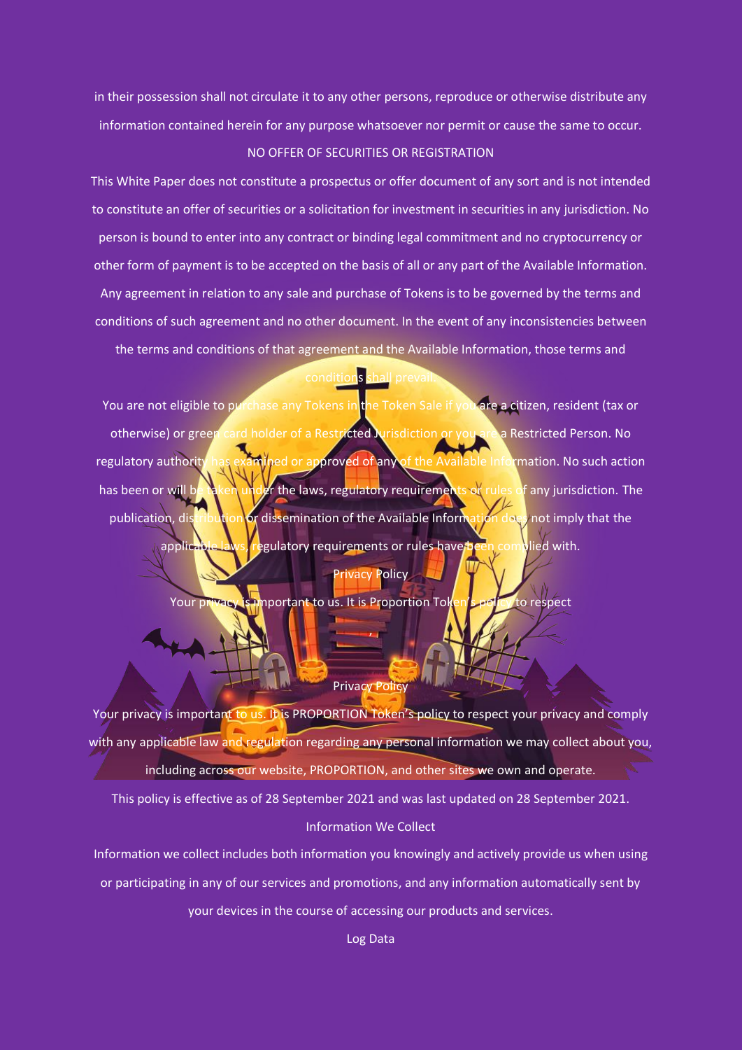in their possession shall not circulate it to any other persons, reproduce or otherwise distribute any information contained herein for any purpose whatsoever nor permit or cause the same to occur.

NO OFFER OF SECURITIES OR REGISTRATION

This White Paper does not constitute a prospectus or offer document of any sort and is not intended to constitute an offer of securities or a solicitation for investment in securities in any jurisdiction. No person is bound to enter into any contract or binding legal commitment and no cryptocurrency or other form of payment is to be accepted on the basis of all or any part of the Available Information. Any agreement in relation to any sale and purchase of Tokens is to be governed by the terms and conditions of such agreement and no other document. In the event of any inconsistencies between the terms and conditions of that agreement and the Available Information, those terms and conditions shall prevail.

You are not eligible to purchase any Tokens in the Token Sale if you are a citizen, resident (tax or otherwise) or green card holder of a Restricted Jurisdiction or you are a Restricted Person. No regulatory authority has examined or approved of any of the Available Information. No such action has been or will be taken under the laws, regulatory requirements or rules of any jurisdiction. The publication, distribution or dissemination of the Available Information does not imply that the applicable laws, regulatory requirements or rules have been complied with.

Privacy Policy

Your privacy is important to us. It is Proportion Token's policy to respect

Privacy Policy

Your privacy is important to us. It is PROPORTION Token's policy to respect your privacy and comply with any applicable law and regulation regarding any personal information we may collect about you, including across our website, PROPORTION, and other sites we own and operate.

This policy is effective as of 28 September 2021 and was last updated on 28 September 2021.

Information We Collect

Information we collect includes both information you knowingly and actively provide us when using or participating in any of our services and promotions, and any information automatically sent by your devices in the course of accessing our products and services.

Log Data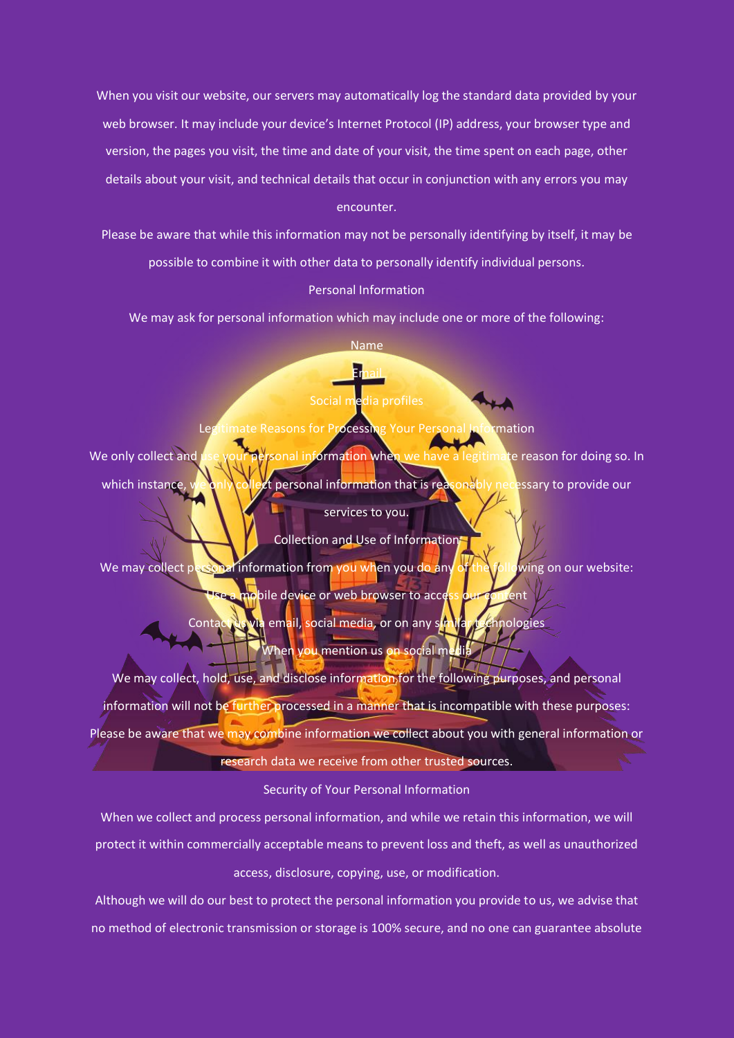When you visit our website, our servers may automatically log the standard data provided by your web browser. It may include your device's Internet Protocol (IP) address, your browser type and version, the pages you visit, the time and date of your visit, the time spent on each page, other details about your visit, and technical details that occur in conjunction with any errors you may encounter.

Please be aware that while this information may not be personally identifying by itself, it may be possible to combine it with other data to personally identify individual persons.

## Personal Information

We may ask for personal information which may include one or more of the following:

- Name
- Email
- Social media profiles

## Legitimate Reasons for Processing Your Personal Information

We only collect and use your personal information when we have a legitimate reason for doing so. In which instance, we only collect personal information that is reasonably necessary to provide our services to you.

## Collection and Use of Information

We may collect personal information from you when you do any of the following on our website:

- Use a mobile device or web browser to access our content
- Contact us via email, social media, or on any similar technologies
- When you mention us on social media

We may collect, hold, use, and disclose information for the following purposes, and personal information will not be further processed in a manner that is incompatible with these purposes:

Please be aware that we may combine information we collect about you with general information or research data we receive from other trusted sources.

## Security of Your Personal Information

When we collect and process personal information, and while we retain this information, we will protect it within commercially acceptable means to prevent loss and theft, as well as unauthorized access, disclosure, copying, use, or modification.

Although we will do our best to protect the personal information you provide to us, we advise that no method of electronic transmission or storage is 100% secure, and no one can guarantee absolute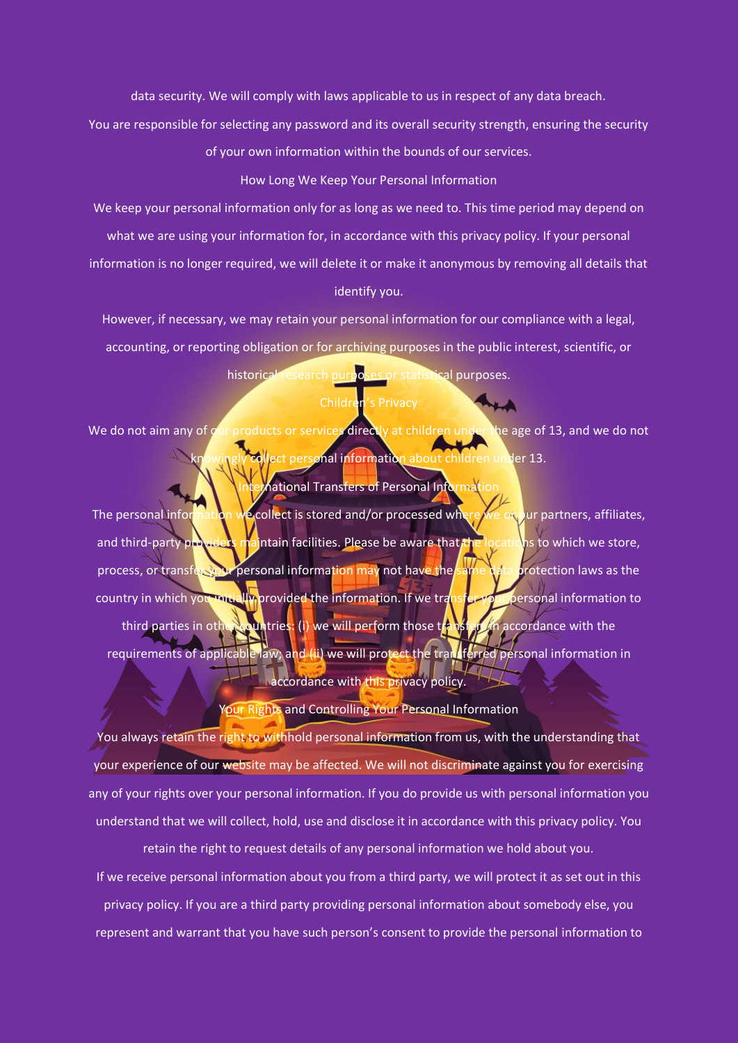data security. We will comply with laws applicable to us in respect of any data breach.

You are responsible for selecting any password and its overall security strength, ensuring the security of your own information within the bounds of our services.

## How Long We Keep Your Personal Information

We keep your personal information only for as long as we need to. This time period may depend on what we are using your information for, in accordance with this privacy policy. If your personal information is no longer required, we will delete it or make it anonymous by removing all details that identify you.

However, if necessary, we may retain your personal information for our compliance with a legal, accounting, or reporting obligation or for archiving purposes in the public interest, scientific, or historical research purposes or statistical purposes.

## Children's Privacy

We do not aim any of our products or services directly at children under the age of 13, and we do not knowingly collect personal information about children under 13.

## International Transfers of Personal Information

The personal information we collect is stored and/or processed where we or our partners, affiliates, and third-party providers maintain facilities. Please be aware that the locations to which we store, process, or transfer your personal information may not have the same data protection laws as the country in which you initially provided the information. If we transfer your personal information to third parties in other countries: (i) we will perform those transfers in accordance with the requirements of applicable law; and (ii) we will protect the transferred personal information in accordance with this privacy policy.

## Your Rights and Controlling Your Personal Information

You always retain the right to withhold personal information from us, with the understanding that your experience of our website may be affected. We will not discriminate against you for exercising any of your rights over your personal information. If you do provide us with personal information you understand that we will collect, hold, use and disclose it in accordance with this privacy policy. You retain the right to request details of any personal information we hold about you.

If we receive personal information about you from a third party, we will protect it as set out in this privacy policy. If you are a third party providing personal information about somebody else, you represent and warrant that you have such person's consent to provide the personal information to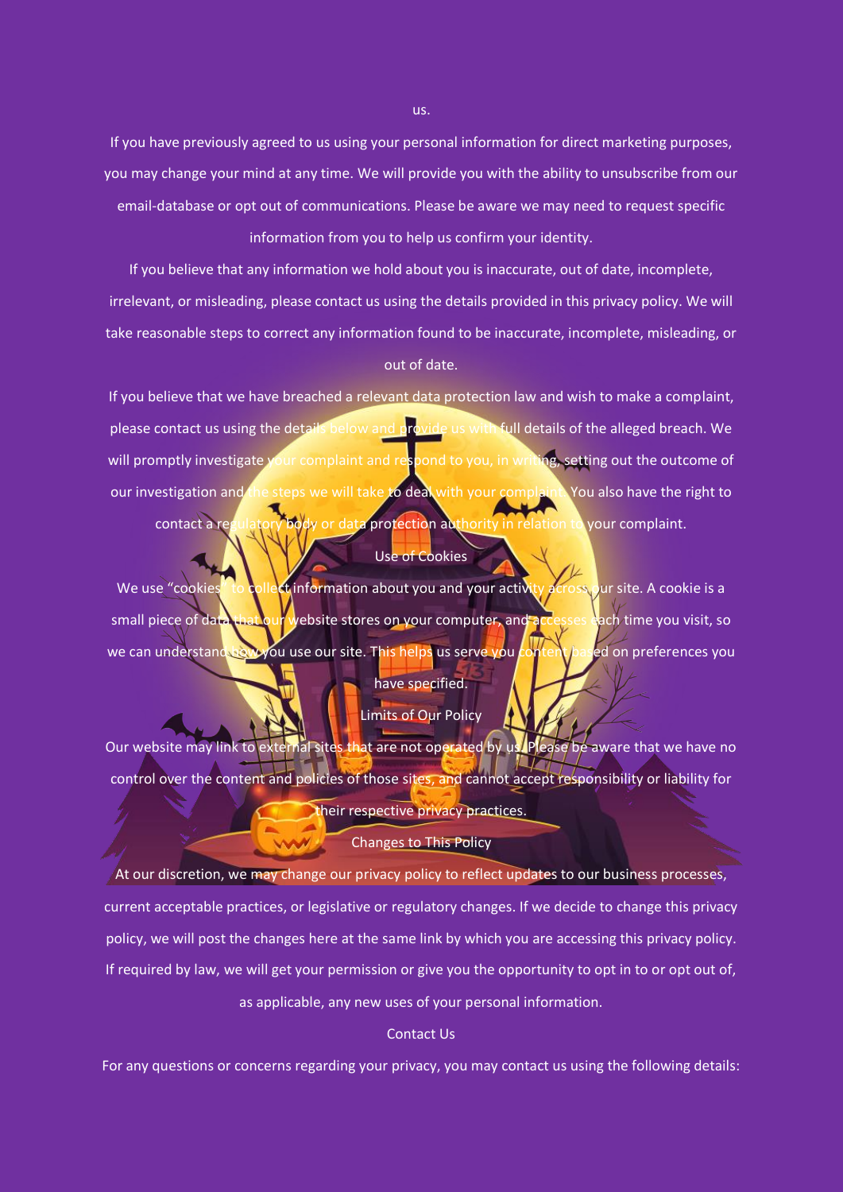us.

If you have previously agreed to us using your personal information for direct marketing purposes, you may change your mind at any time. We will provide you with the ability to unsubscribe from our email-database or opt out of communications. Please be aware we may need to request specific information from you to help us confirm your identity.

If you believe that any information we hold about you is inaccurate, out of date, incomplete, irrelevant, or misleading, please contact us using the details provided in this privacy policy. We will take reasonable steps to correct any information found to be inaccurate, incomplete, misleading, or out of date.

If you believe that we have breached a relevant data protection law and wish to make a complaint, please contact us using the details below and provide us with full details of the alleged breach. We will promptly investigate your complaint and respond to you, in writing, setting out the outcome of our investigation and the steps we will take to deal with your complaint. You also have the right to contact a regulatory body or data protection authority in relation to your complaint.

## Use of Cookies

We use "cookies" to collect information about you and your activity across our site. A cookie is a small piece of data that our website stores on your computer, and accesses each time you visit, so we can understand how you use our site. This helps us serve you content based on preferences you have specified.

## Limits of Our Policy

Our website may link to external sites that are not operated by us. Please be aware that we have no control over the content and policies of those sites, and cannot accept responsibility or liability for their respective privacy practices.

## Changes to This Policy

At our discretion, we may change our privacy policy to reflect updates to our business processes, current acceptable practices, or legislative or regulatory changes. If we decide to change this privacy policy, we will post the changes here at the same link by which you are accessing this privacy policy.

If required by law, we will get your permission or give you the opportunity to opt in to or opt out of, as applicable, any new uses of your personal information.

## Contact Us

For any questions or concerns regarding your privacy, you may contact us using the following details: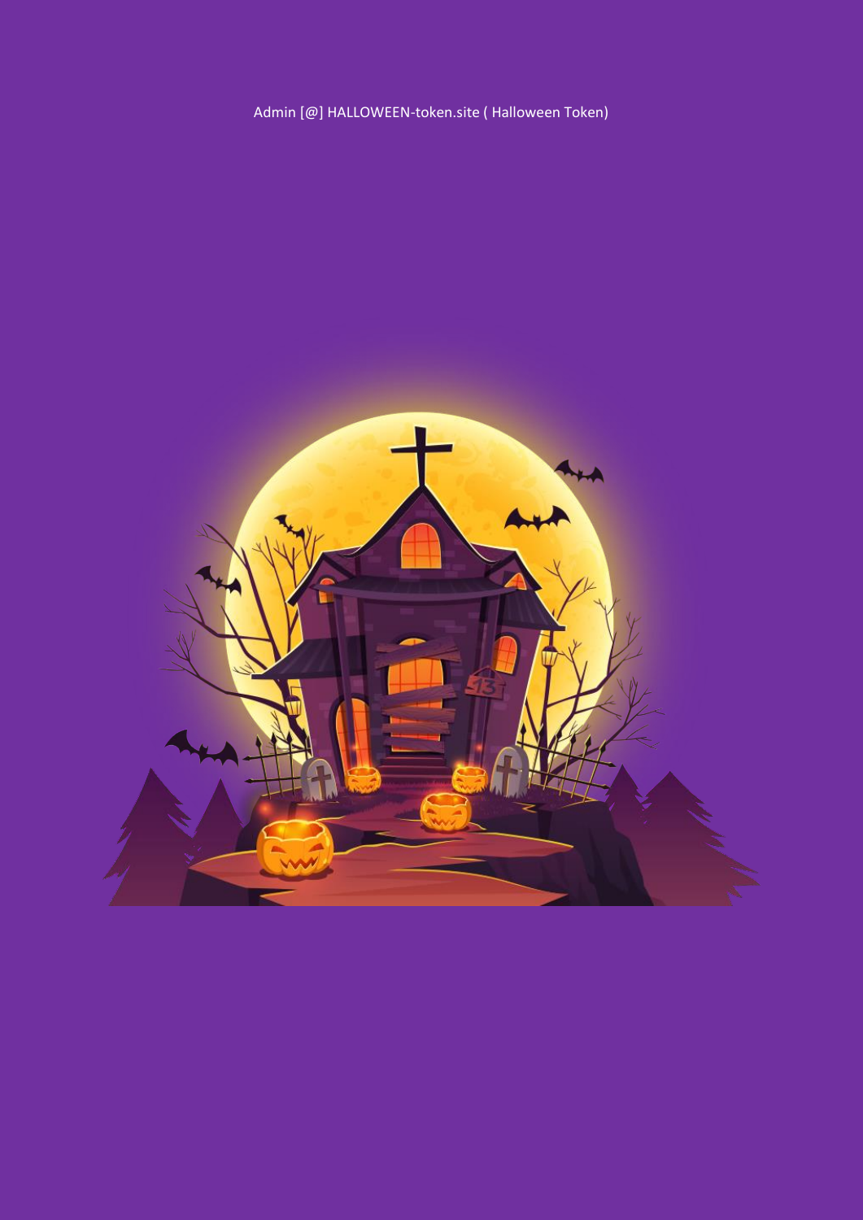Admin [@] HALLOWEEN-token.site ( Halloween Token)